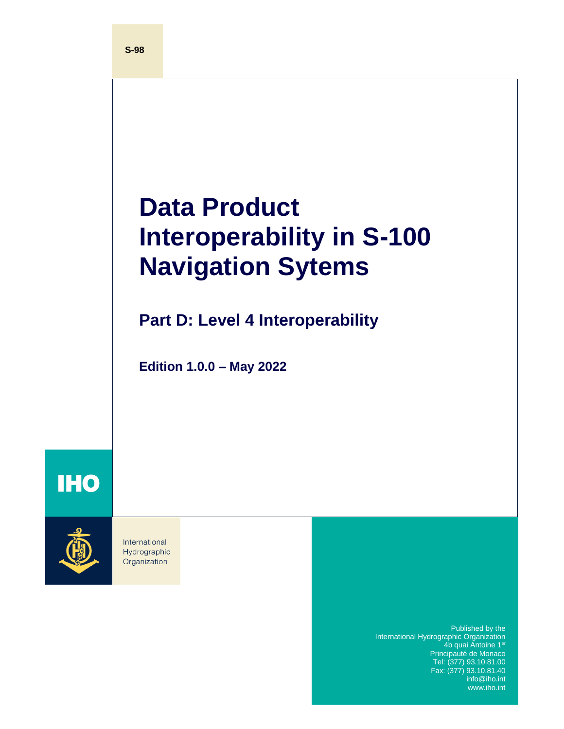S-98

# Data Product Interoperability in S-100 Navigation Sytems

## Part D: Level 4 Interoperability

**Edition 1.0.0 – May 2022**

IHO

International Hydrographic Organization

Published by the
International Hydrographic Organization
4b quai Antoine 1er
Principauté de Monaco
Tel: (377) 93.10.81.00
Fax: (377) 93.10.81.40
info@iho.int
www.iho.int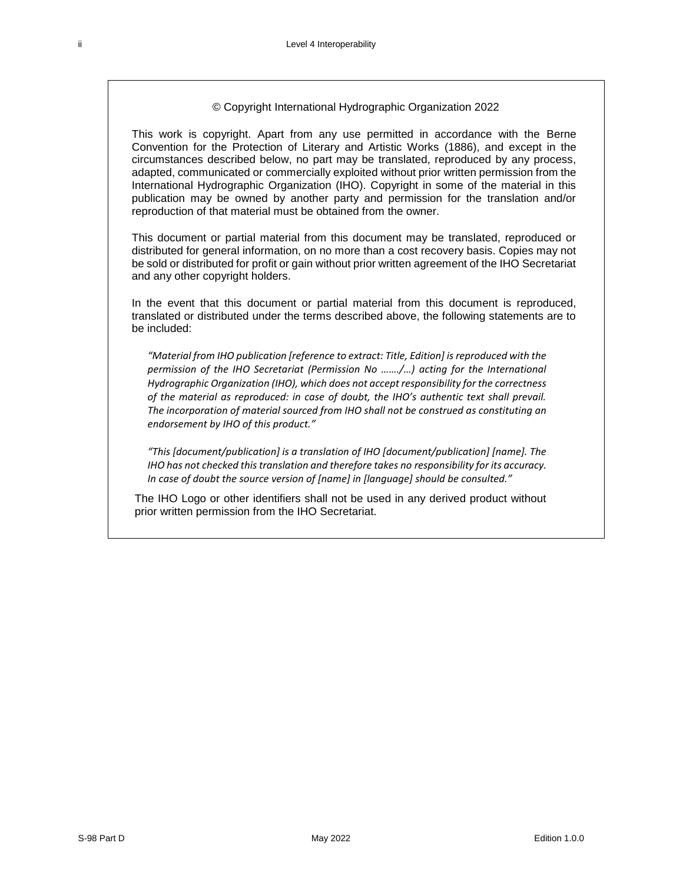© Copyright International Hydrographic Organization 2022

This work is copyright. Apart from any use permitted in accordance with the Berne Convention for the Protection of Literary and Artistic Works (1886), and except in the circumstances described below, no part may be translated, reproduced by any process, adapted, communicated or commercially exploited without prior written permission from the International Hydrographic Organization (IHO). Copyright in some of the material in this publication may be owned by another party and permission for the translation and/or reproduction of that material must be obtained from the owner.

This document or partial material from this document may be translated, reproduced or distributed for general information, on no more than a cost recovery basis. Copies may not be sold or distributed for profit or gain without prior written agreement of the IHO Secretariat and any other copyright holders.

In the event that this document or partial material from this document is reproduced, translated or distributed under the terms described above, the following statements are to be included:

> *"Material from IHO publication [reference to extract: Title, Edition] is reproduced with the permission of the IHO Secretariat (Permission No ……./…) acting for the International Hydrographic Organization (IHO), which does not accept responsibility for the correctness of the material as reproduced: in case of doubt, the IHO's authentic text shall prevail. The incorporation of material sourced from IHO shall not be construed as constituting an endorsement by IHO of this product."*
>
> *"This [document/publication] is a translation of IHO [document/publication] [name]. The IHO has not checked this translation and therefore takes no responsibility for its accuracy. In case of doubt the source version of [name] in [language] should be consulted."*

The IHO Logo or other identifiers shall not be used in any derived product without prior written permission from the IHO Secretariat.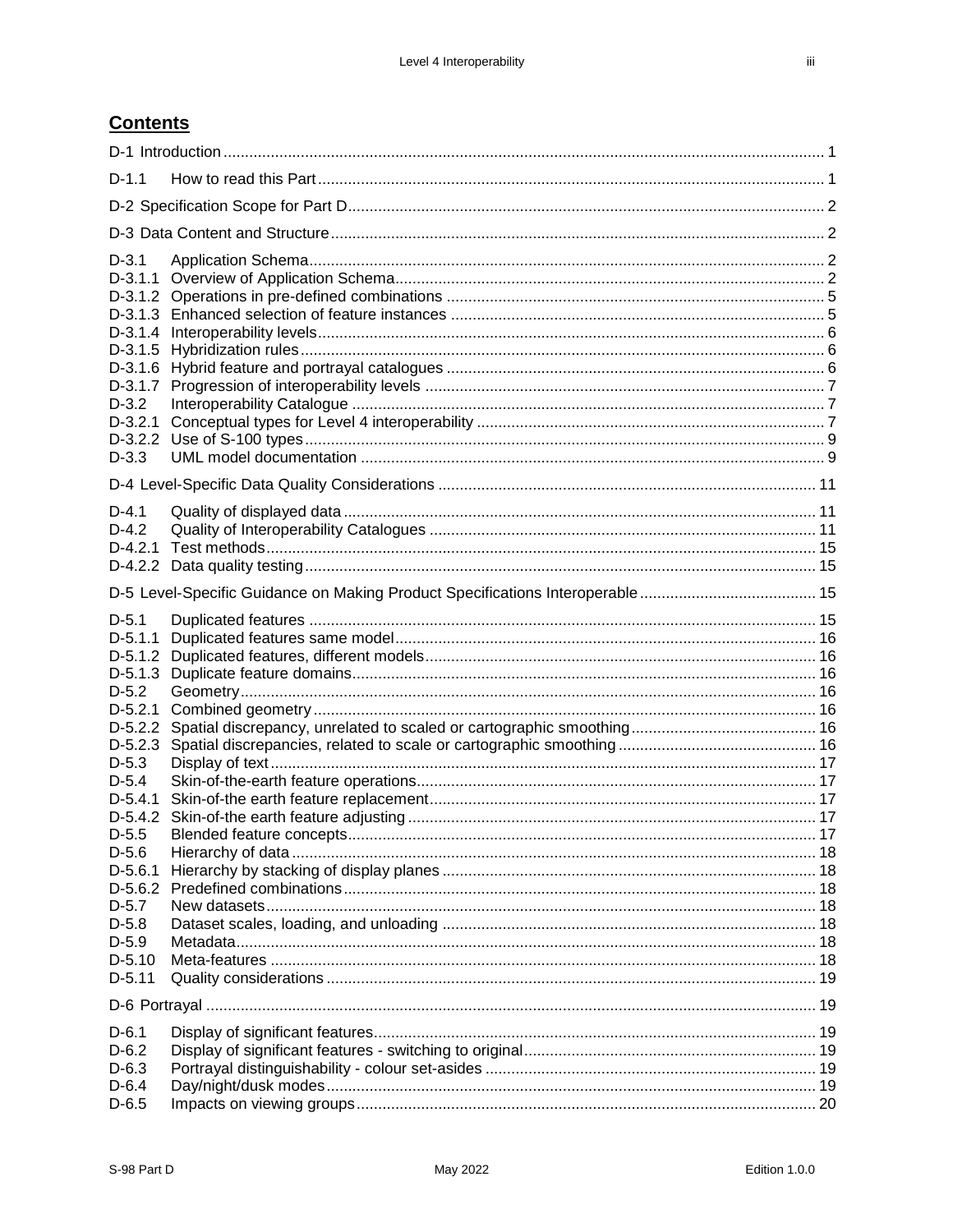# Contents

| | | |
|---|---|---|
| D-1 Introduction | | 1 |
| D-1.1 | How to read this Part | 1 |
| D-2 Specification Scope for Part D | | 2 |
| D-3 Data Content and Structure | | 2 |
| D-3.1 | Application Schema | 2 |
| D-3.1.1 | Overview of Application Schema | 2 |
| D-3.1.2 | Operations in pre-defined combinations | 5 |
| D-3.1.3 | Enhanced selection of feature instances | 5 |
| D-3.1.4 | Interoperability levels | 6 |
| D-3.1.5 | Hybridization rules | 6 |
| D-3.1.6 | Hybrid feature and portrayal catalogues | 6 |
| D-3.1.7 | Progression of interoperability levels | 7 |
| D-3.2 | Interoperability Catalogue | 7 |
| D-3.2.1 | Conceptual types for Level 4 interoperability | 7 |
| D-3.2.2 | Use of S-100 types | 9 |
| D-3.3 | UML model documentation | 9 |
| D-4 Level-Specific Data Quality Considerations | | 11 |
| D-4.1 | Quality of displayed data | 11 |
| D-4.2 | Quality of Interoperability Catalogues | 11 |
| D-4.2.1 | Test methods | 15 |
| D-4.2.2 | Data quality testing | 15 |
| D-5 Level-Specific Guidance on Making Product Specifications Interoperable | | 15 |
| D-5.1 | Duplicated features | 15 |
| D-5.1.1 | Duplicated features same model | 16 |
| D-5.1.2 | Duplicated features, different models | 16 |
| D-5.1.3 | Duplicate feature domains | 16 |
| D-5.2 | Geometry | 16 |
| D-5.2.1 | Combined geometry | 16 |
| D-5.2.2 | Spatial discrepancy, unrelated to scaled or cartographic smoothing | 16 |
| D-5.2.3 | Spatial discrepancies, related to scale or cartographic smoothing | 16 |
| D-5.3 | Display of text | 17 |
| D-5.4 | Skin-of-the-earth feature operations | 17 |
| D-5.4.1 | Skin-of-the earth feature replacement | 17 |
| D-5.4.2 | Skin-of-the earth feature adjusting | 17 |
| D-5.5 | Blended feature concepts | 17 |
| D-5.6 | Hierarchy of data | 18 |
| D-5.6.1 | Hierarchy by stacking of display planes | 18 |
| D-5.6.2 | Predefined combinations | 18 |
| D-5.7 | New datasets | 18 |
| D-5.8 | Dataset scales, loading, and unloading | 18 |
| D-5.9 | Metadata | 18 |
| D-5.10 | Meta-features | 18 |
| D-5.11 | Quality considerations | 19 |
| D-6 Portrayal | | 19 |
| D-6.1 | Display of significant features | 19 |
| D-6.2 | Display of significant features - switching to original | 19 |
| D-6.3 | Portrayal distinguishability - colour set-asides | 19 |
| D-6.4 | Day/night/dusk modes | 19 |
| D-6.5 | Impacts on viewing groups | 20 |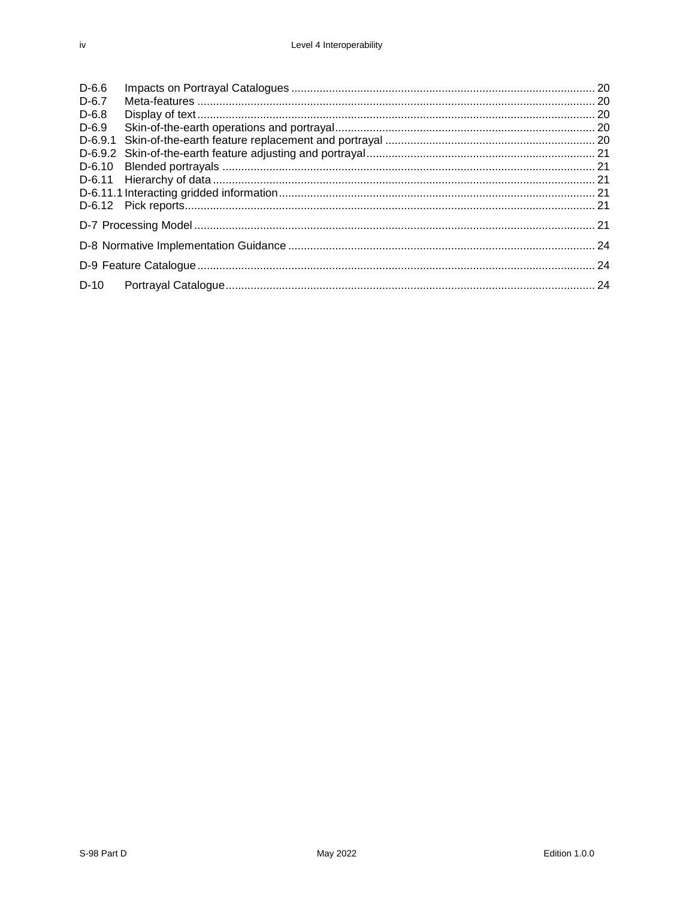| | | |
|---|---|---|
| D-6.6 | Impacts on Portrayal Catalogues | 20 |
| D-6.7 | Meta-features | 20 |
| D-6.8 | Display of text | 20 |
| D-6.9 | Skin-of-the-earth operations and portrayal | 20 |
| D-6.9.1 | Skin-of-the-earth feature replacement and portrayal | 20 |
| D-6.9.2 | Skin-of-the-earth feature adjusting and portrayal | 21 |
| D-6.10 | Blended portrayals | 21 |
| D-6.11 | Hierarchy of data | 21 |
| D-6.11.1 | Interacting gridded information | 21 |
| D-6.12 | Pick reports | 21 |
| D-7 | Processing Model | 21 |
| D-8 | Normative Implementation Guidance | 24 |
| D-9 | Feature Catalogue | 24 |
| D-10 | Portrayal Catalogue | 24 |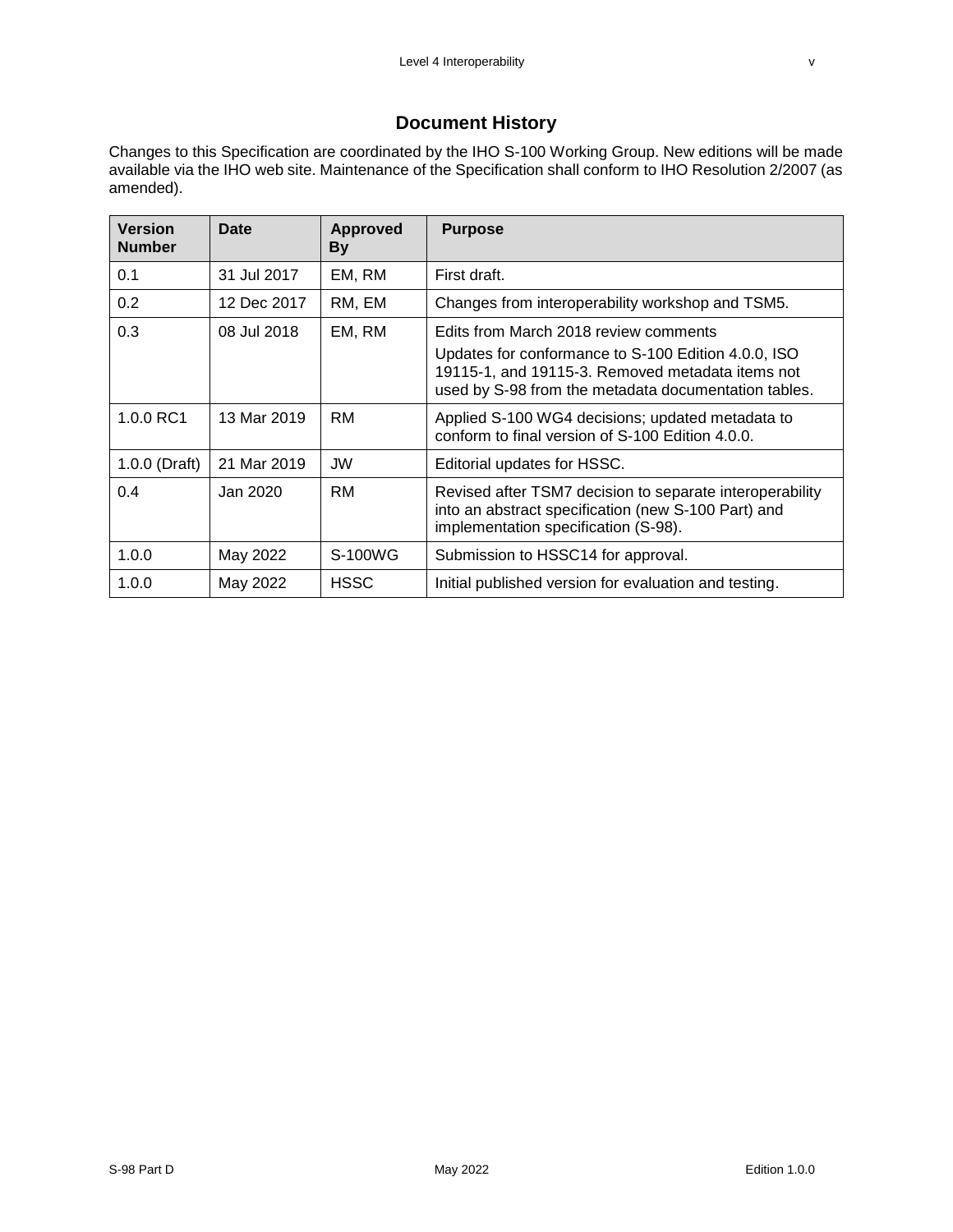# Document History

Changes to this Specification are coordinated by the IHO S-100 Working Group. New editions will be made available via the IHO web site. Maintenance of the Specification shall conform to IHO Resolution 2/2007 (as amended).

| Version Number | Date | Approved By | Purpose |
|---|---|---|---|
| 0.1 | 31 Jul 2017 | EM, RM | First draft. |
| 0.2 | 12 Dec 2017 | RM, EM | Changes from interoperability workshop and TSM5. |
| 0.3 | 08 Jul 2018 | EM, RM | Edits from March 2018 review comments<br>Updates for conformance to S-100 Edition 4.0.0, ISO 19115-1, and 19115-3. Removed metadata items not used by S-98 from the metadata documentation tables. |
| 1.0.0 RC1 | 13 Mar 2019 | RM | Applied S-100 WG4 decisions; updated metadata to conform to final version of S-100 Edition 4.0.0. |
| 1.0.0 (Draft) | 21 Mar 2019 | JW | Editorial updates for HSSC. |
| 0.4 | Jan 2020 | RM | Revised after TSM7 decision to separate interoperability into an abstract specification (new S-100 Part) and implementation specification (S-98). |
| 1.0.0 | May 2022 | S-100WG | Submission to HSSC14 for approval. |
| 1.0.0 | May 2022 | HSSC | Initial published version for evaluation and testing. |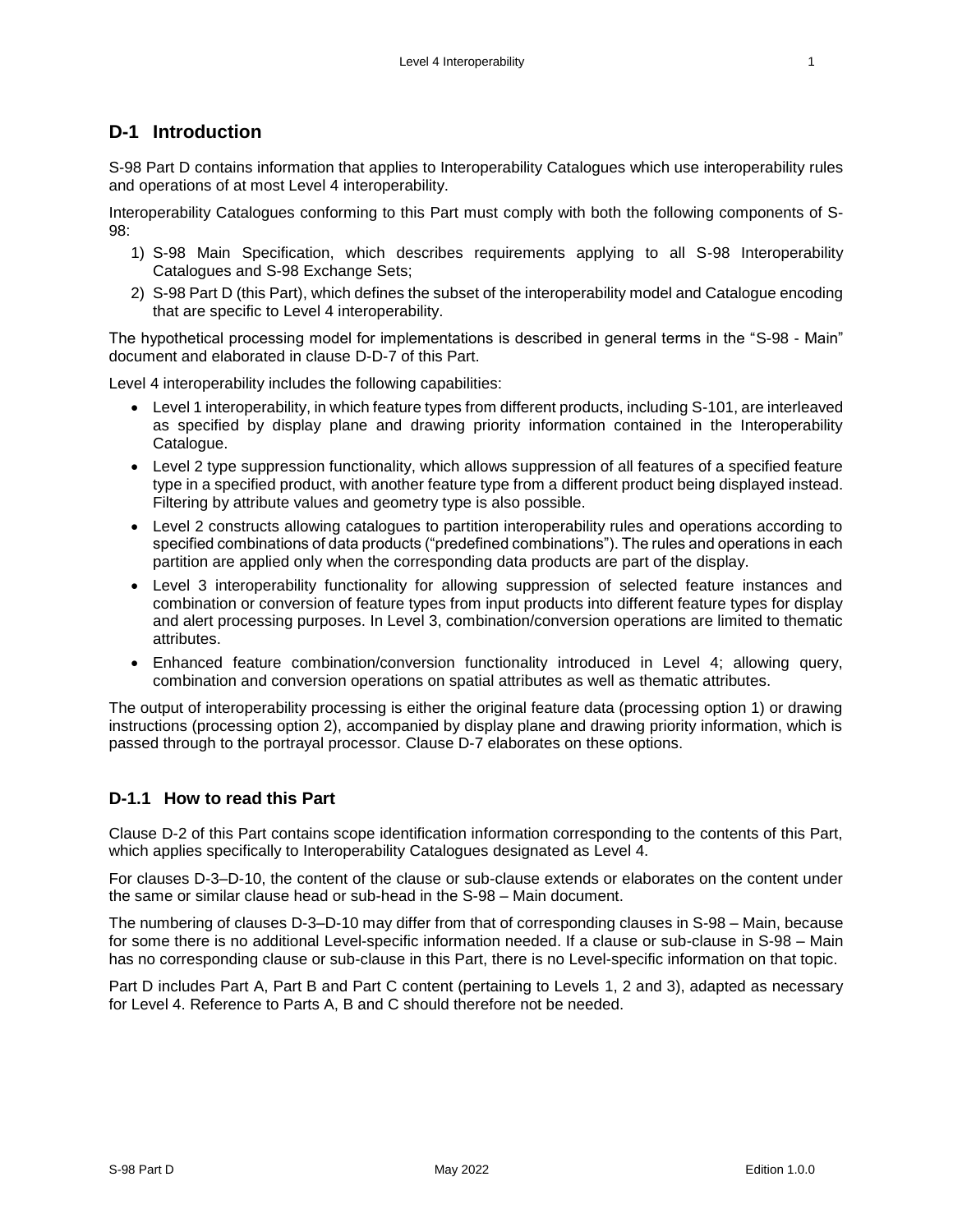## D-1 Introduction

S-98 Part D contains information that applies to Interoperability Catalogues which use interoperability rules and operations of at most Level 4 interoperability.

Interoperability Catalogues conforming to this Part must comply with both the following components of S-98:

1) S-98 Main Specification, which describes requirements applying to all S-98 Interoperability Catalogues and S-98 Exchange Sets;
2) S-98 Part D (this Part), which defines the subset of the interoperability model and Catalogue encoding that are specific to Level 4 interoperability.

The hypothetical processing model for implementations is described in general terms in the "S-98 - Main" document and elaborated in clause D-D-7 of this Part.

Level 4 interoperability includes the following capabilities:

- Level 1 interoperability, in which feature types from different products, including S-101, are interleaved as specified by display plane and drawing priority information contained in the Interoperability Catalogue.
- Level 2 type suppression functionality, which allows suppression of all features of a specified feature type in a specified product, with another feature type from a different product being displayed instead. Filtering by attribute values and geometry type is also possible.
- Level 2 constructs allowing catalogues to partition interoperability rules and operations according to specified combinations of data products ("predefined combinations"). The rules and operations in each partition are applied only when the corresponding data products are part of the display.
- Level 3 interoperability functionality for allowing suppression of selected feature instances and combination or conversion of feature types from input products into different feature types for display and alert processing purposes. In Level 3, combination/conversion operations are limited to thematic attributes.
- Enhanced feature combination/conversion functionality introduced in Level 4; allowing query, combination and conversion operations on spatial attributes as well as thematic attributes.

The output of interoperability processing is either the original feature data (processing option 1) or drawing instructions (processing option 2), accompanied by display plane and drawing priority information, which is passed through to the portrayal processor. Clause D-7 elaborates on these options.

### D-1.1 How to read this Part

Clause D-2 of this Part contains scope identification information corresponding to the contents of this Part, which applies specifically to Interoperability Catalogues designated as Level 4.

For clauses D-3–D-10, the content of the clause or sub-clause extends or elaborates on the content under the same or similar clause head or sub-head in the S-98 – Main document.

The numbering of clauses D-3–D-10 may differ from that of corresponding clauses in S-98 – Main, because for some there is no additional Level-specific information needed. If a clause or sub-clause in S-98 – Main has no corresponding clause or sub-clause in this Part, there is no Level-specific information on that topic.

Part D includes Part A, Part B and Part C content (pertaining to Levels 1, 2 and 3), adapted as necessary for Level 4. Reference to Parts A, B and C should therefore not be needed.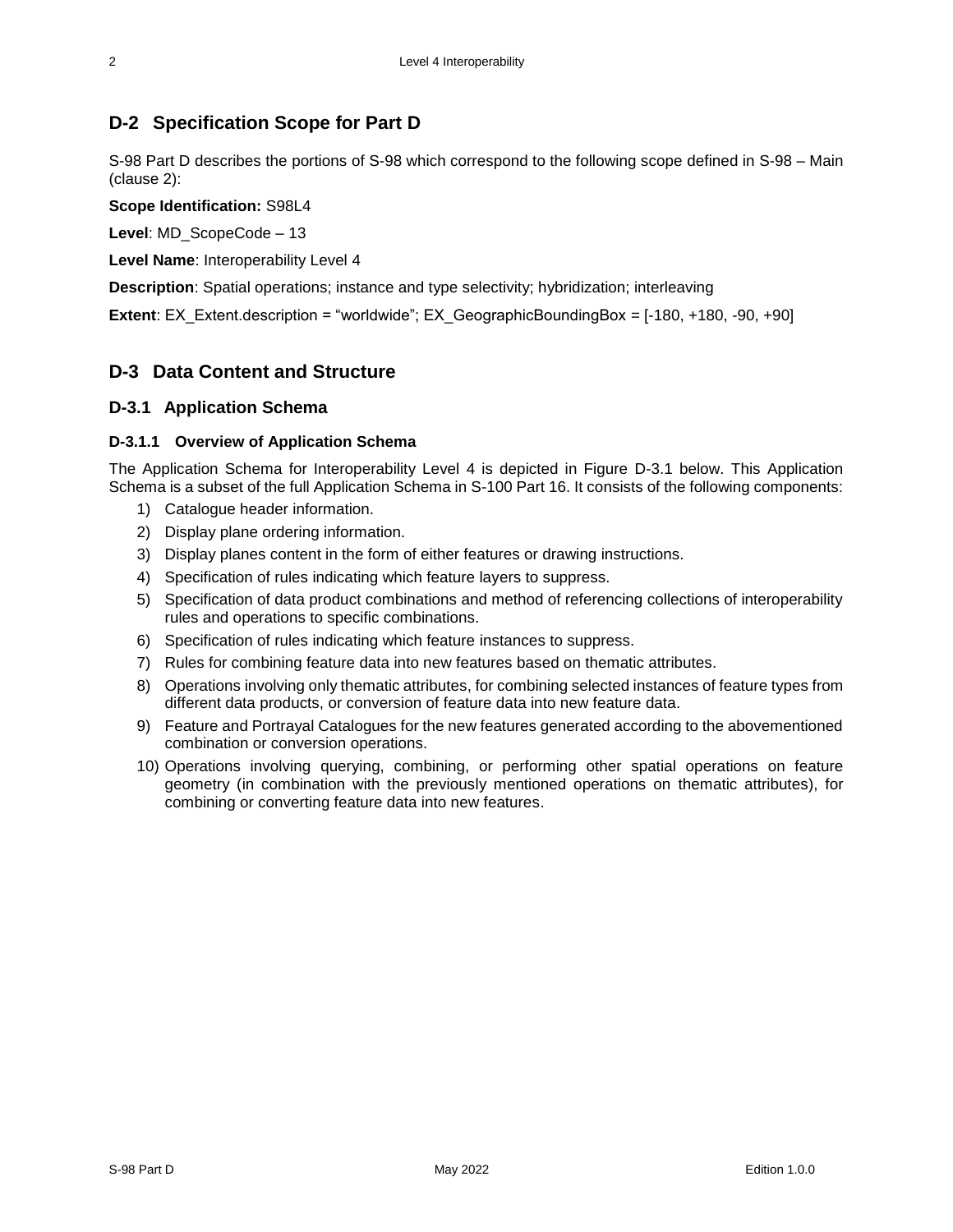## D-2 Specification Scope for Part D

S-98 Part D describes the portions of S-98 which correspond to the following scope defined in S-98 – Main (clause 2):

**Scope Identification:** S98L4

**Level**: MD_ScopeCode – 13

**Level Name**: Interoperability Level 4

**Description**: Spatial operations; instance and type selectivity; hybridization; interleaving

**Extent**: EX_Extent.description = "worldwide"; EX_GeographicBoundingBox = [-180, +180, -90, +90]

## D-3 Data Content and Structure

### D-3.1 Application Schema

#### D-3.1.1 Overview of Application Schema

The Application Schema for Interoperability Level 4 is depicted in Figure D-3.1 below. This Application Schema is a subset of the full Application Schema in S-100 Part 16. It consists of the following components:

1) Catalogue header information.
2) Display plane ordering information.
3) Display planes content in the form of either features or drawing instructions.
4) Specification of rules indicating which feature layers to suppress.
5) Specification of data product combinations and method of referencing collections of interoperability rules and operations to specific combinations.
6) Specification of rules indicating which feature instances to suppress.
7) Rules for combining feature data into new features based on thematic attributes.
8) Operations involving only thematic attributes, for combining selected instances of feature types from different data products, or conversion of feature data into new feature data.
9) Feature and Portrayal Catalogues for the new features generated according to the abovementioned combination or conversion operations.
10) Operations involving querying, combining, or performing other spatial operations on feature geometry (in combination with the previously mentioned operations on thematic attributes), for combining or converting feature data into new features.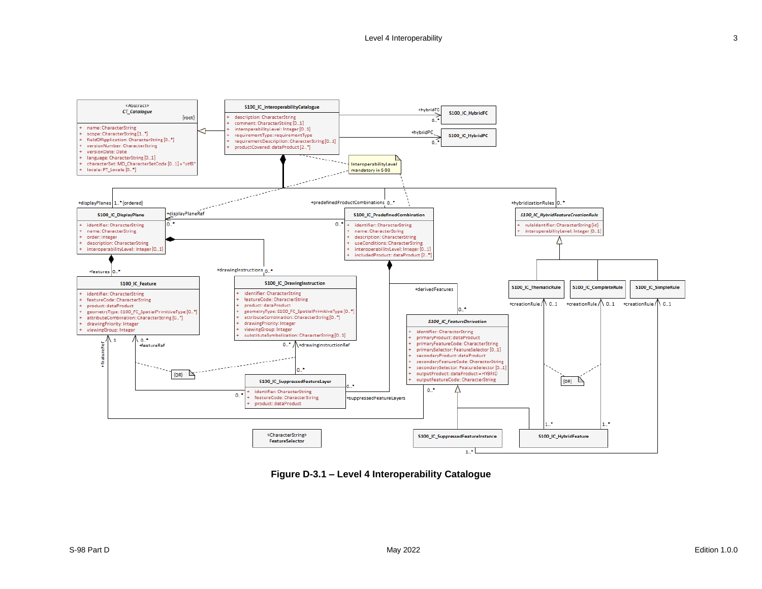Figure D-3.1 – Level 4 Interoperability Catalogue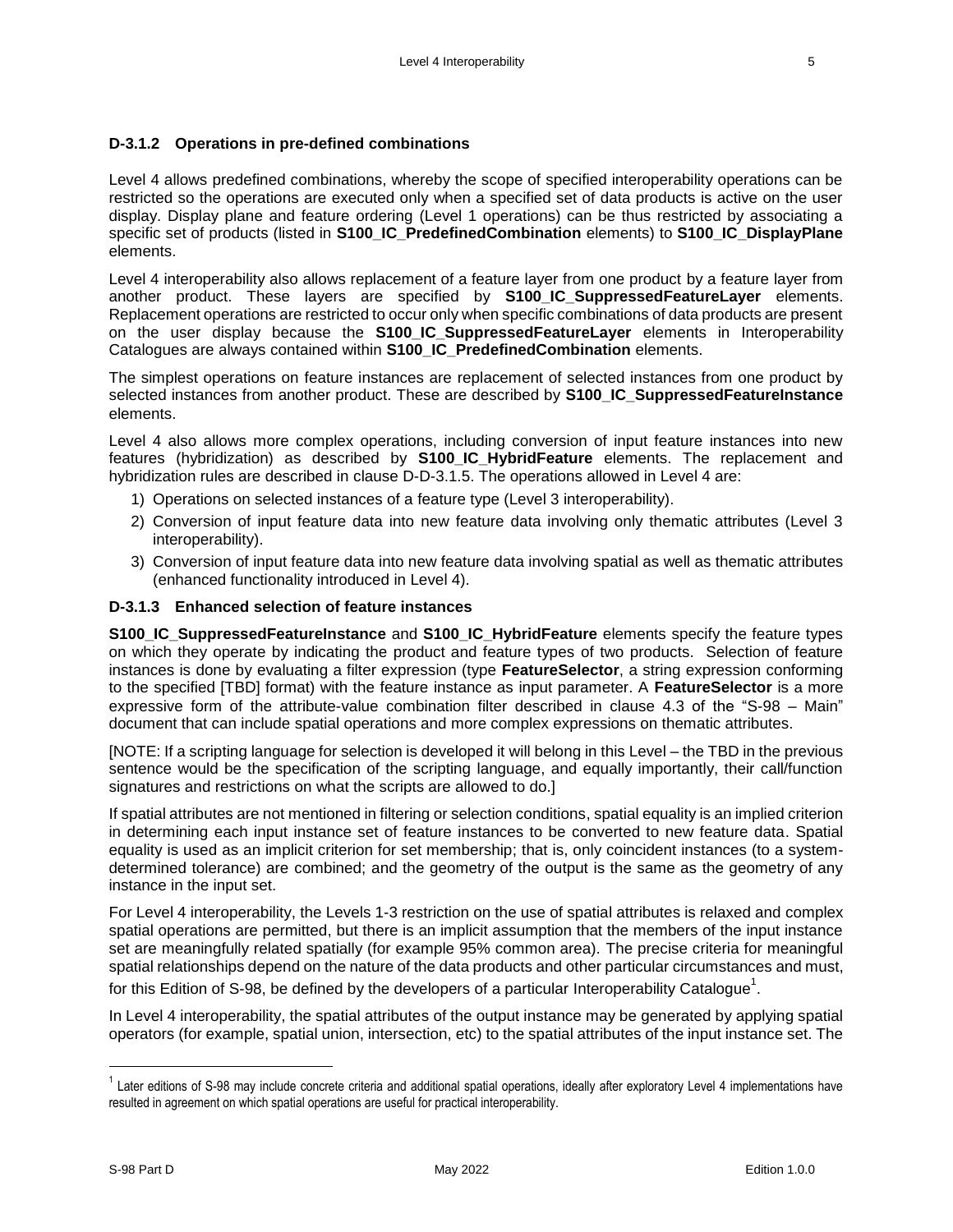### D-3.1.2 Operations in pre-defined combinations

Level 4 allows predefined combinations, whereby the scope of specified interoperability operations can be restricted so the operations are executed only when a specified set of data products is active on the user display. Display plane and feature ordering (Level 1 operations) can be thus restricted by associating a specific set of products (listed in **S100_IC_PredefinedCombination** elements) to **S100_IC_DisplayPlane** elements.

Level 4 interoperability also allows replacement of a feature layer from one product by a feature layer from another product. These layers are specified by **S100_IC_SuppressedFeatureLayer** elements. Replacement operations are restricted to occur only when specific combinations of data products are present on the user display because the **S100_IC_SuppressedFeatureLayer** elements in Interoperability Catalogues are always contained within **S100_IC_PredefinedCombination** elements.

The simplest operations on feature instances are replacement of selected instances from one product by selected instances from another product. These are described by **S100_IC_SuppressedFeatureInstance** elements.

Level 4 also allows more complex operations, including conversion of input feature instances into new features (hybridization) as described by **S100_IC_HybridFeature** elements. The replacement and hybridization rules are described in clause D-D-3.1.5. The operations allowed in Level 4 are:

1) Operations on selected instances of a feature type (Level 3 interoperability).
2) Conversion of input feature data into new feature data involving only thematic attributes (Level 3 interoperability).
3) Conversion of input feature data into new feature data involving spatial as well as thematic attributes (enhanced functionality introduced in Level 4).

### D-3.1.3 Enhanced selection of feature instances

**S100_IC_SuppressedFeatureInstance** and **S100_IC_HybridFeature** elements specify the feature types on which they operate by indicating the product and feature types of two products. Selection of feature instances is done by evaluating a filter expression (type **FeatureSelector**, a string expression conforming to the specified [TBD] format) with the feature instance as input parameter. A **FeatureSelector** is a more expressive form of the attribute-value combination filter described in clause 4.3 of the "S-98 – Main" document that can include spatial operations and more complex expressions on thematic attributes.

[NOTE: If a scripting language for selection is developed it will belong in this Level – the TBD in the previous sentence would be the specification of the scripting language, and equally importantly, their call/function signatures and restrictions on what the scripts are allowed to do.]

If spatial attributes are not mentioned in filtering or selection conditions, spatial equality is an implied criterion in determining each input instance set of feature instances to be converted to new feature data. Spatial equality is used as an implicit criterion for set membership; that is, only coincident instances (to a system-determined tolerance) are combined; and the geometry of the output is the same as the geometry of any instance in the input set.

For Level 4 interoperability, the Levels 1-3 restriction on the use of spatial attributes is relaxed and complex spatial operations are permitted, but there is an implicit assumption that the members of the input instance set are meaningfully related spatially (for example 95% common area). The precise criteria for meaningful spatial relationships depend on the nature of the data products and other particular circumstances and must, for this Edition of S-98, be defined by the developers of a particular Interoperability Catalogue[1].

In Level 4 interoperability, the spatial attributes of the output instance may be generated by applying spatial operators (for example, spatial union, intersection, etc) to the spatial attributes of the input instance set. The

[1] Later editions of S-98 may include concrete criteria and additional spatial operations, ideally after exploratory Level 4 implementations have resulted in agreement on which spatial operations are useful for practical interoperability.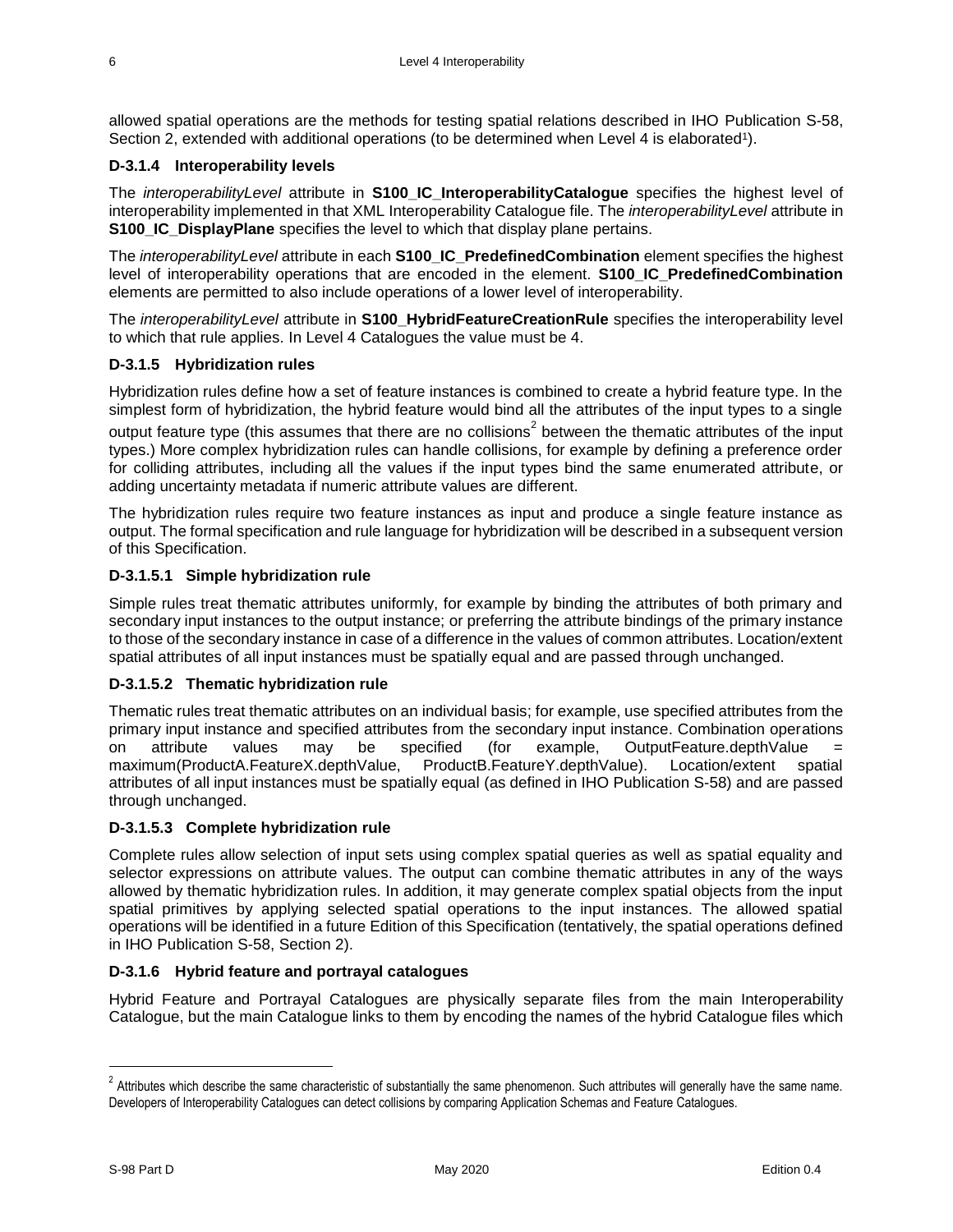allowed spatial operations are the methods for testing spatial relations described in IHO Publication S-58, Section 2, extended with additional operations (to be determined when Level 4 is elaborated[1]).

#### D-3.1.4 Interoperability levels

The *interoperabilityLevel* attribute in **S100_IC_InteroperabilityCatalogue** specifies the highest level of interoperability implemented in that XML Interoperability Catalogue file. The *interoperabilityLevel* attribute in **S100_IC_DisplayPlane** specifies the level to which that display plane pertains.

The *interoperabilityLevel* attribute in each **S100_IC_PredefinedCombination** element specifies the highest level of interoperability operations that are encoded in the element. **S100_IC_PredefinedCombination** elements are permitted to also include operations of a lower level of interoperability.

The *interoperabilityLevel* attribute in **S100_HybridFeatureCreationRule** specifies the interoperability level to which that rule applies. In Level 4 Catalogues the value must be 4.

#### D-3.1.5 Hybridization rules

Hybridization rules define how a set of feature instances is combined to create a hybrid feature type. In the simplest form of hybridization, the hybrid feature would bind all the attributes of the input types to a single output feature type (this assumes that there are no collisions[2] between the thematic attributes of the input types.) More complex hybridization rules can handle collisions, for example by defining a preference order for colliding attributes, including all the values if the input types bind the same enumerated attribute, or adding uncertainty metadata if numeric attribute values are different.

The hybridization rules require two feature instances as input and produce a single feature instance as output. The formal specification and rule language for hybridization will be described in a subsequent version of this Specification.

##### D-3.1.5.1 Simple hybridization rule

Simple rules treat thematic attributes uniformly, for example by binding the attributes of both primary and secondary input instances to the output instance; or preferring the attribute bindings of the primary instance to those of the secondary instance in case of a difference in the values of common attributes. Location/extent spatial attributes of all input instances must be spatially equal and are passed through unchanged.

##### D-3.1.5.2 Thematic hybridization rule

Thematic rules treat thematic attributes on an individual basis; for example, use specified attributes from the primary input instance and specified attributes from the secondary input instance. Combination operations on attribute values may be specified (for example, OutputFeature.depthValue = maximum(ProductA.FeatureX.depthValue, ProductB.FeatureY.depthValue). Location/extent spatial attributes of all input instances must be spatially equal (as defined in IHO Publication S-58) and are passed through unchanged.

##### D-3.1.5.3 Complete hybridization rule

Complete rules allow selection of input sets using complex spatial queries as well as spatial equality and selector expressions on attribute values. The output can combine thematic attributes in any of the ways allowed by thematic hybridization rules. In addition, it may generate complex spatial objects from the input spatial primitives by applying selected spatial operations to the input instances. The allowed spatial operations will be identified in a future Edition of this Specification (tentatively, the spatial operations defined in IHO Publication S-58, Section 2).

#### D-3.1.6 Hybrid feature and portrayal catalogues

Hybrid Feature and Portrayal Catalogues are physically separate files from the main Interoperability Catalogue, but the main Catalogue links to them by encoding the names of the hybrid Catalogue files which

---

[2] Attributes which describe the same characteristic of substantially the same phenomenon. Such attributes will generally have the same name. Developers of Interoperability Catalogues can detect collisions by comparing Application Schemas and Feature Catalogues.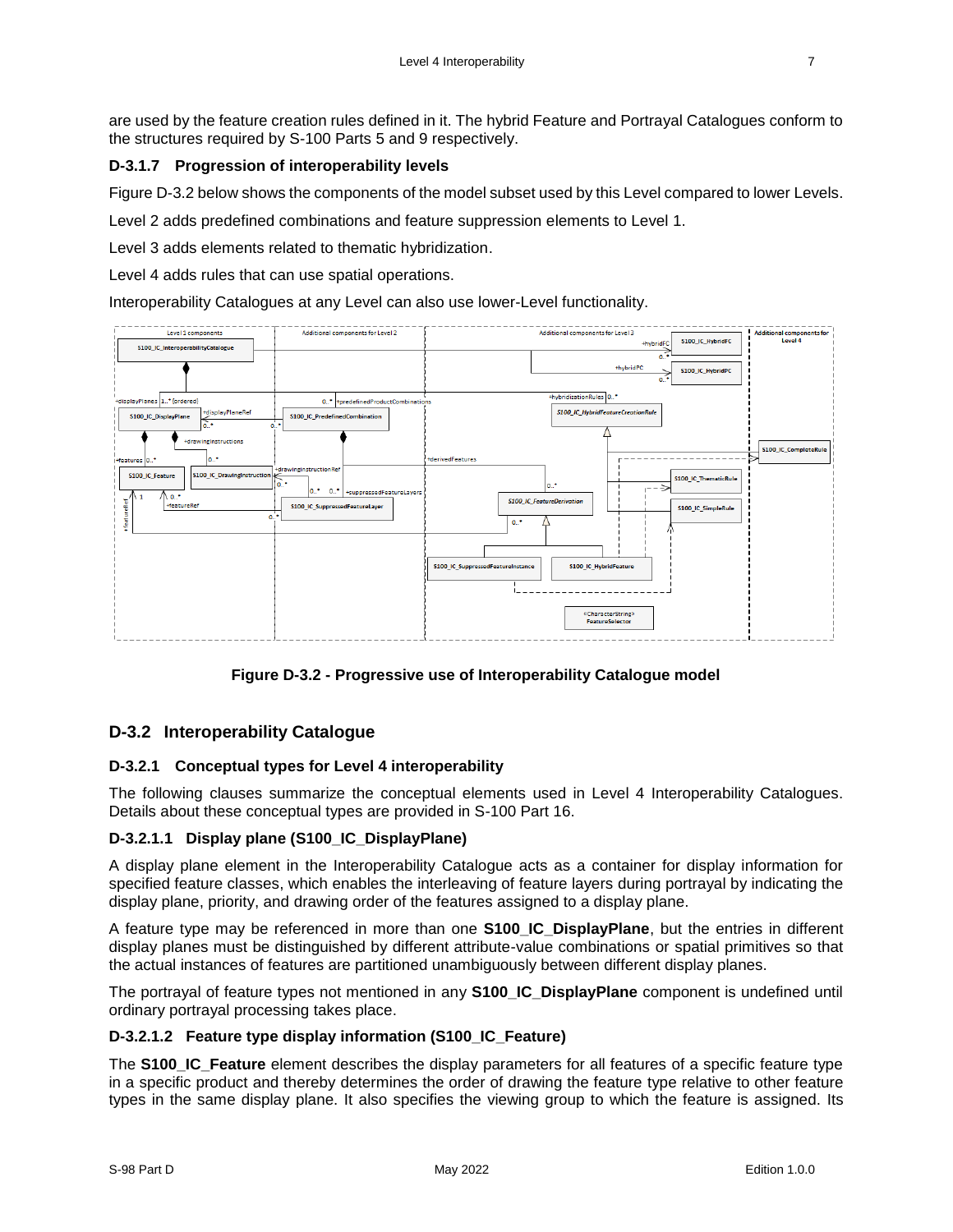are used by the feature creation rules defined in it. The hybrid Feature and Portrayal Catalogues conform to the structures required by S-100 Parts 5 and 9 respectively.

### D-3.1.7 Progression of interoperability levels

Figure D-3.2 below shows the components of the model subset used by this Level compared to lower Levels.

Level 2 adds predefined combinations and feature suppression elements to Level 1.

Level 3 adds elements related to thematic hybridization.

Level 4 adds rules that can use spatial operations.

Interoperability Catalogues at any Level can also use lower-Level functionality.

**Figure D-3.2 - Progressive use of Interoperability Catalogue model**

## D-3.2 Interoperability Catalogue

### D-3.2.1 Conceptual types for Level 4 interoperability

The following clauses summarize the conceptual elements used in Level 4 Interoperability Catalogues. Details about these conceptual types are provided in S-100 Part 16.

#### D-3.2.1.1 Display plane (S100_IC_DisplayPlane)

A display plane element in the Interoperability Catalogue acts as a container for display information for specified feature classes, which enables the interleaving of feature layers during portrayal by indicating the display plane, priority, and drawing order of the features assigned to a display plane.

A feature type may be referenced in more than one **S100_IC_DisplayPlane**, but the entries in different display planes must be distinguished by different attribute-value combinations or spatial primitives so that the actual instances of features are partitioned unambiguously between different display planes.

The portrayal of feature types not mentioned in any **S100_IC_DisplayPlane** component is undefined until ordinary portrayal processing takes place.

#### D-3.2.1.2 Feature type display information (S100_IC_Feature)

The **S100_IC_Feature** element describes the display parameters for all features of a specific feature type in a specific product and thereby determines the order of drawing the feature type relative to other feature types in the same display plane. It also specifies the viewing group to which the feature is assigned. Its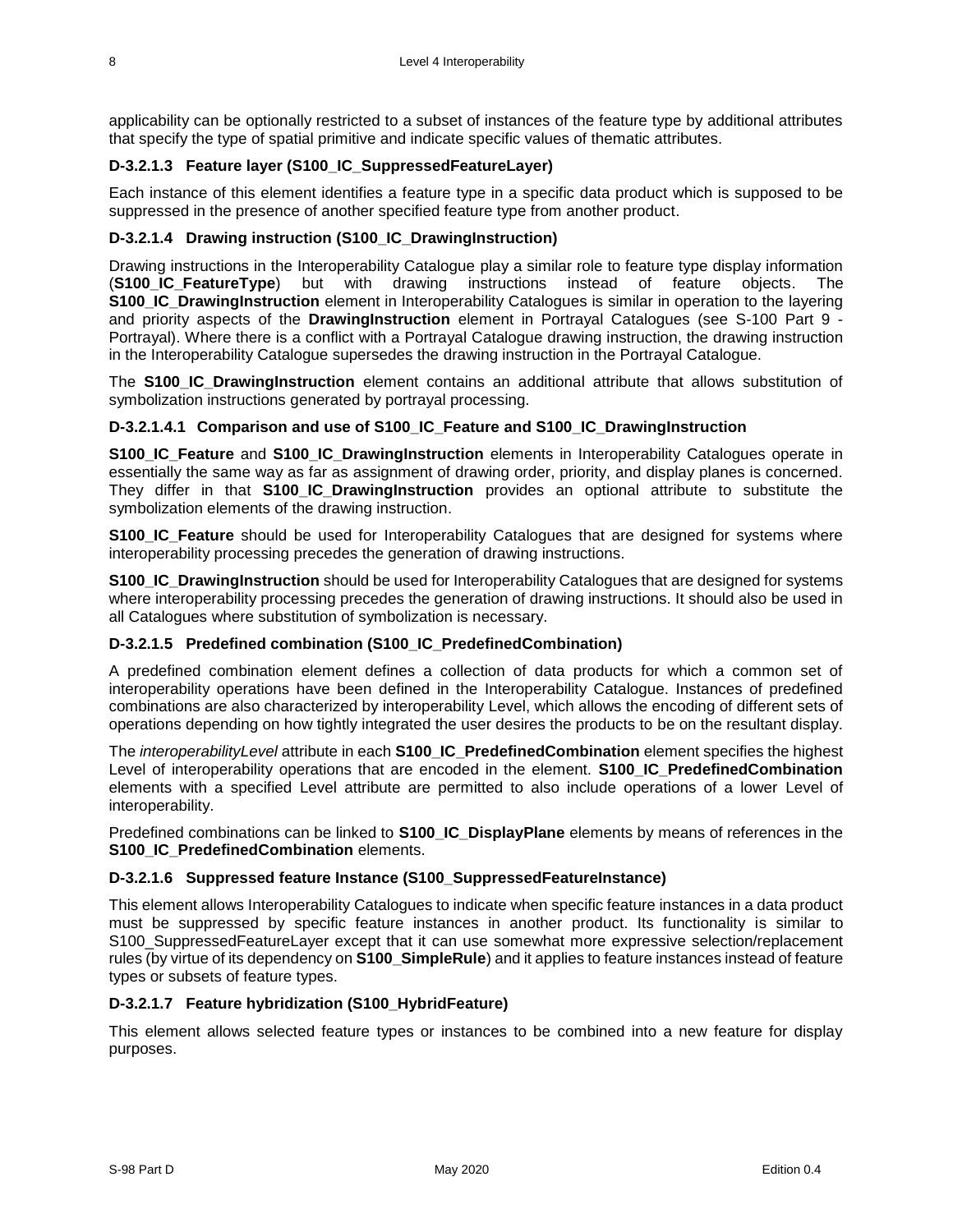applicability can be optionally restricted to a subset of instances of the feature type by additional attributes that specify the type of spatial primitive and indicate specific values of thematic attributes.

#### D-3.2.1.3 Feature layer (S100_IC_SuppressedFeatureLayer)

Each instance of this element identifies a feature type in a specific data product which is supposed to be suppressed in the presence of another specified feature type from another product.

#### D-3.2.1.4 Drawing instruction (S100_IC_DrawingInstruction)

Drawing instructions in the Interoperability Catalogue play a similar role to feature type display information (**S100_IC_FeatureType**) but with drawing instructions instead of feature objects. The **S100_IC_DrawingInstruction** element in Interoperability Catalogues is similar in operation to the layering and priority aspects of the **DrawingInstruction** element in Portrayal Catalogues (see S-100 Part 9 - Portrayal). Where there is a conflict with a Portrayal Catalogue drawing instruction, the drawing instruction in the Interoperability Catalogue supersedes the drawing instruction in the Portrayal Catalogue.

The **S100_IC_DrawingInstruction** element contains an additional attribute that allows substitution of symbolization instructions generated by portrayal processing.

##### D-3.2.1.4.1 Comparison and use of S100_IC_Feature and S100_IC_DrawingInstruction

**S100_IC_Feature** and **S100_IC_DrawingInstruction** elements in Interoperability Catalogues operate in essentially the same way as far as assignment of drawing order, priority, and display planes is concerned. They differ in that **S100_IC_DrawingInstruction** provides an optional attribute to substitute the symbolization elements of the drawing instruction.

**S100_IC_Feature** should be used for Interoperability Catalogues that are designed for systems where interoperability processing precedes the generation of drawing instructions.

**S100_IC_DrawingInstruction** should be used for Interoperability Catalogues that are designed for systems where interoperability processing precedes the generation of drawing instructions. It should also be used in all Catalogues where substitution of symbolization is necessary.

#### D-3.2.1.5 Predefined combination (S100_IC_PredefinedCombination)

A predefined combination element defines a collection of data products for which a common set of interoperability operations have been defined in the Interoperability Catalogue. Instances of predefined combinations are also characterized by interoperability Level, which allows the encoding of different sets of operations depending on how tightly integrated the user desires the products to be on the resultant display.

The *interoperabilityLevel* attribute in each **S100_IC_PredefinedCombination** element specifies the highest Level of interoperability operations that are encoded in the element. **S100_IC_PredefinedCombination** elements with a specified Level attribute are permitted to also include operations of a lower Level of interoperability.

Predefined combinations can be linked to **S100_IC_DisplayPlane** elements by means of references in the **S100_IC_PredefinedCombination** elements.

#### D-3.2.1.6 Suppressed feature Instance (S100_SuppressedFeatureInstance)

This element allows Interoperability Catalogues to indicate when specific feature instances in a data product must be suppressed by specific feature instances in another product. Its functionality is similar to S100_SuppressedFeatureLayer except that it can use somewhat more expressive selection/replacement rules (by virtue of its dependency on **S100_SimpleRule**) and it applies to feature instances instead of feature types or subsets of feature types.

#### D-3.2.1.7 Feature hybridization (S100_HybridFeature)

This element allows selected feature types or instances to be combined into a new feature for display purposes.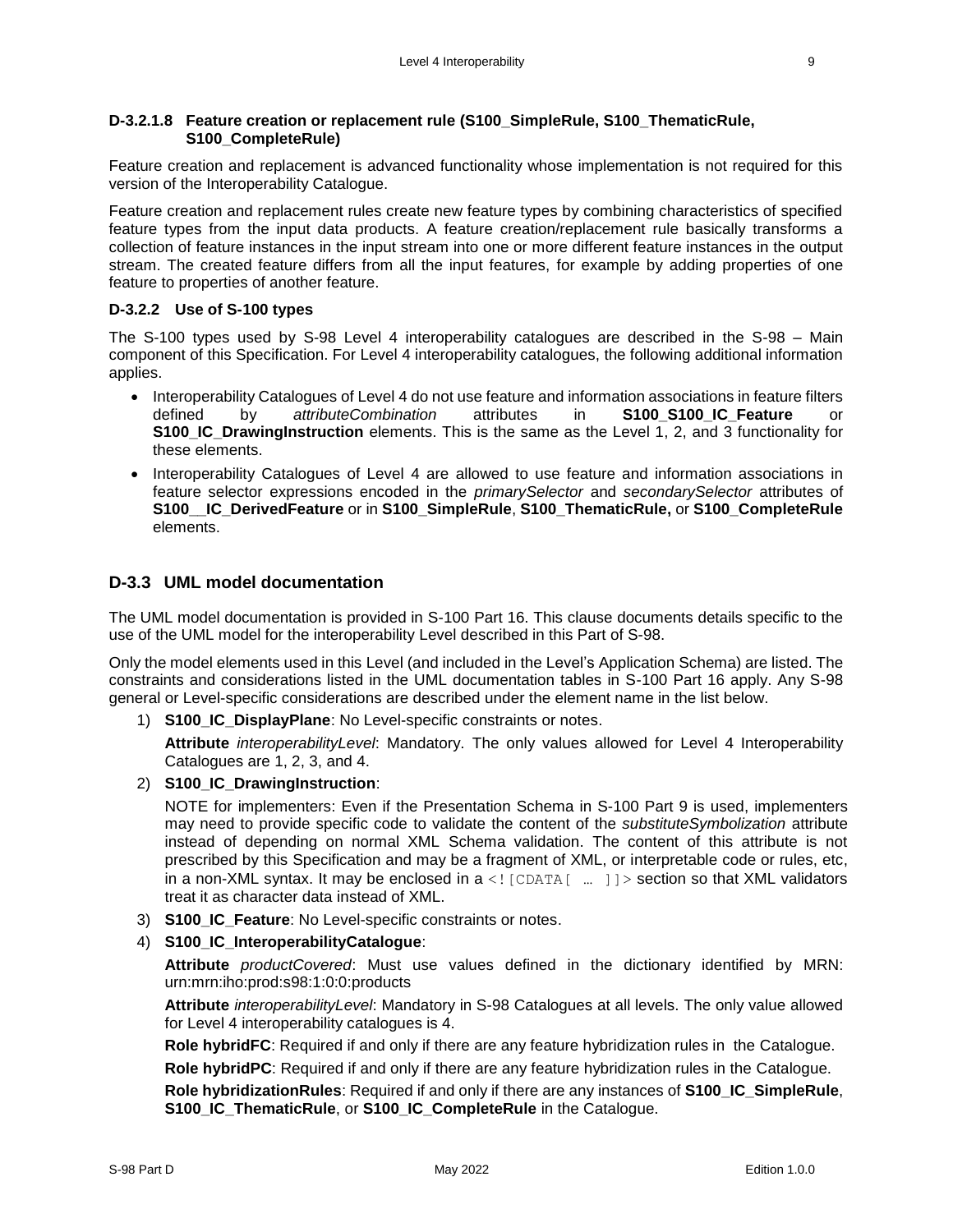#### D-3.2.1.8 Feature creation or replacement rule (S100_SimpleRule, S100_ThematicRule, S100_CompleteRule)

Feature creation and replacement is advanced functionality whose implementation is not required for this version of the Interoperability Catalogue.

Feature creation and replacement rules create new feature types by combining characteristics of specified feature types from the input data products. A feature creation/replacement rule basically transforms a collection of feature instances in the input stream into one or more different feature instances in the output stream. The created feature differs from all the input features, for example by adding properties of one feature to properties of another feature.

### D-3.2.2 Use of S-100 types

The S-100 types used by S-98 Level 4 interoperability catalogues are described in the S-98 – Main component of this Specification. For Level 4 interoperability catalogues, the following additional information applies.

- Interoperability Catalogues of Level 4 do not use feature and information associations in feature filters defined by *attributeCombination* attributes in **S100_S100_IC_Feature** or **S100_IC_DrawingInstruction** elements. This is the same as the Level 1, 2, and 3 functionality for these elements.
- Interoperability Catalogues of Level 4 are allowed to use feature and information associations in feature selector expressions encoded in the *primarySelector* and *secondarySelector* attributes of **S100__IC_DerivedFeature** or in **S100_SimpleRule**, **S100_ThematicRule,** or **S100_CompleteRule** elements.

## D-3.3 UML model documentation

The UML model documentation is provided in S-100 Part 16. This clause documents details specific to the use of the UML model for the interoperability Level described in this Part of S-98.

Only the model elements used in this Level (and included in the Level's Application Schema) are listed. The constraints and considerations listed in the UML documentation tables in S-100 Part 16 apply. Any S-98 general or Level-specific considerations are described under the element name in the list below.

1) **S100_IC_DisplayPlane**: No Level-specific constraints or notes.

   **Attribute** *interoperabilityLevel*: Mandatory. The only values allowed for Level 4 Interoperability Catalogues are 1, 2, 3, and 4.

2) **S100_IC_DrawingInstruction**:

   NOTE for implementers: Even if the Presentation Schema in S-100 Part 9 is used, implementers may need to provide specific code to validate the content of the *substituteSymbolization* attribute instead of depending on normal XML Schema validation. The content of this attribute is not prescribed by this Specification and may be a fragment of XML, or interpretable code or rules, etc, in a non-XML syntax. It may be enclosed in a `<![CDATA[ … ]]>` section so that XML validators treat it as character data instead of XML.

3) **S100_IC_Feature**: No Level-specific constraints or notes.

4) **S100_IC_InteroperabilityCatalogue**:

   **Attribute** *productCovered*: Must use values defined in the dictionary identified by MRN: urn:mrn:iho:prod:s98:1:0:0:products

   **Attribute** *interoperabilityLevel*: Mandatory in S-98 Catalogues at all levels. The only value allowed for Level 4 interoperability catalogues is 4.

   **Role hybridFC**: Required if and only if there are any feature hybridization rules in the Catalogue.

   **Role hybridPC**: Required if and only if there are any feature hybridization rules in the Catalogue.

   **Role hybridizationRules**: Required if and only if there are any instances of **S100_IC_SimpleRule**, **S100_IC_ThematicRule**, or **S100_IC_CompleteRule** in the Catalogue.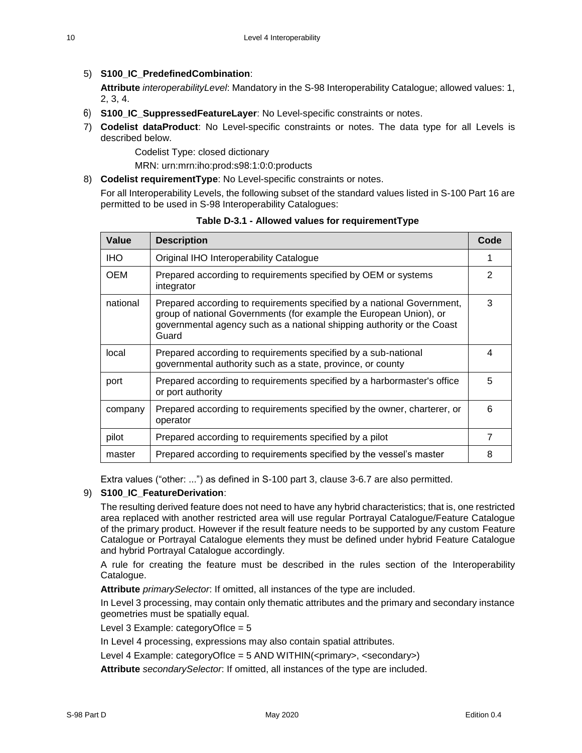5) **S100_IC_PredefinedCombination**:

   **Attribute** *interoperabilityLevel*: Mandatory in the S-98 Interoperability Catalogue; allowed values: 1, 2, 3, 4.

6) **S100_IC_SuppressedFeatureLayer**: No Level-specific constraints or notes.

7) **Codelist dataProduct**: No Level-specific constraints or notes. The data type for all Levels is described below.

   Codelist Type: closed dictionary

   MRN: urn:mrn:iho:prod:s98:1:0:0:products

8) **Codelist requirementType**: No Level-specific constraints or notes.

   For all Interoperability Levels, the following subset of the standard values listed in S-100 Part 16 are permitted to be used in S-98 Interoperability Catalogues:

**Table D-3.1 - Allowed values for requirementType**

| Value | Description | Code |
|---|---|---|
| IHO | Original IHO Interoperability Catalogue | 1 |
| OEM | Prepared according to requirements specified by OEM or systems integrator | 2 |
| national | Prepared according to requirements specified by a national Government, group of national Governments (for example the European Union), or governmental agency such as a national shipping authority or the Coast Guard | 3 |
| local | Prepared according to requirements specified by a sub-national governmental authority such as a state, province, or county | 4 |
| port | Prepared according to requirements specified by a harbormaster's office or port authority | 5 |
| company | Prepared according to requirements specified by the owner, charterer, or operator | 6 |
| pilot | Prepared according to requirements specified by a pilot | 7 |
| master | Prepared according to requirements specified by the vessel's master | 8 |

   Extra values ("other: ...") as defined in S-100 part 3, clause 3-6.7 are also permitted.

9) **S100_IC_FeatureDerivation**:

   The resulting derived feature does not need to have any hybrid characteristics; that is, one restricted area replaced with another restricted area will use regular Portrayal Catalogue/Feature Catalogue of the primary product. However if the result feature needs to be supported by any custom Feature Catalogue or Portrayal Catalogue elements they must be defined under hybrid Feature Catalogue and hybrid Portrayal Catalogue accordingly.

   A rule for creating the feature must be described in the rules section of the Interoperability Catalogue.

   **Attribute** *primarySelector*: If omitted, all instances of the type are included.

   In Level 3 processing, may contain only thematic attributes and the primary and secondary instance geometries must be spatially equal.

   Level 3 Example: categoryOfIce = 5

   In Level 4 processing, expressions may also contain spatial attributes.

   Level 4 Example: categoryOfIce = 5 AND WITHIN(<primary>, <secondary>)

   **Attribute** *secondarySelector*: If omitted, all instances of the type are included.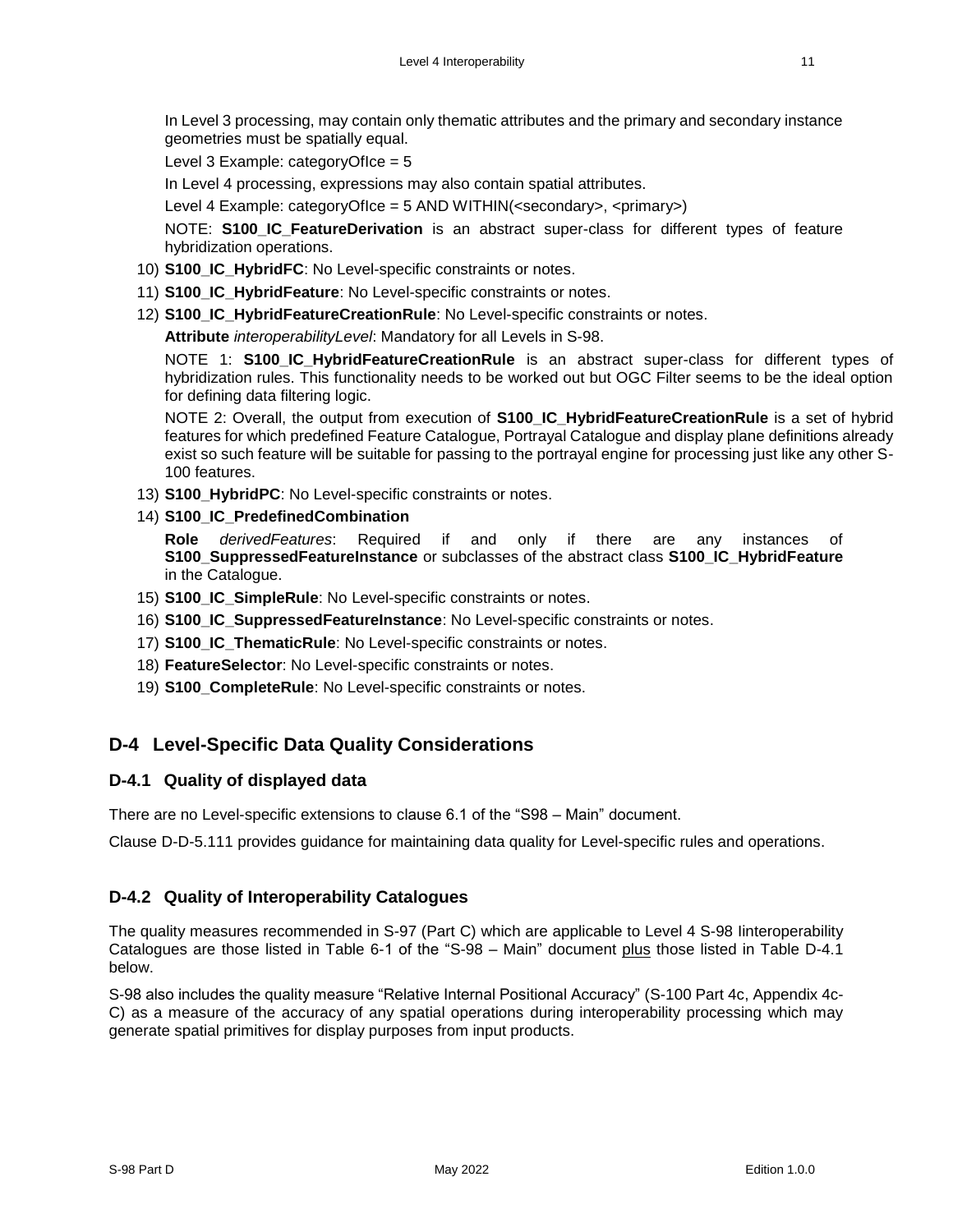In Level 3 processing, may contain only thematic attributes and the primary and secondary instance geometries must be spatially equal.

Level 3 Example: categoryOfIce = 5

In Level 4 processing, expressions may also contain spatial attributes.

Level 4 Example: categoryOfIce = 5 AND WITHIN(<secondary>, <primary>)

NOTE: **S100_IC_FeatureDerivation** is an abstract super-class for different types of feature hybridization operations.

10) **S100_IC_HybridFC**: No Level-specific constraints or notes.
11) **S100_IC_HybridFeature**: No Level-specific constraints or notes.
12) **S100_IC_HybridFeatureCreationRule**: No Level-specific constraints or notes.

    **Attribute** *interoperabilityLevel*: Mandatory for all Levels in S-98.

    NOTE 1: **S100_IC_HybridFeatureCreationRule** is an abstract super-class for different types of hybridization rules. This functionality needs to be worked out but OGC Filter seems to be the ideal option for defining data filtering logic.

    NOTE 2: Overall, the output from execution of **S100_IC_HybridFeatureCreationRule** is a set of hybrid features for which predefined Feature Catalogue, Portrayal Catalogue and display plane definitions already exist so such feature will be suitable for passing to the portrayal engine for processing just like any other S-100 features.

13) **S100_HybridPC**: No Level-specific constraints or notes.
14) **S100_IC_PredefinedCombination**

    **Role** *derivedFeatures*: Required if and only if there are any instances of **S100_SuppressedFeatureInstance** or subclasses of the abstract class **S100_IC_HybridFeature** in the Catalogue.

15) **S100_IC_SimpleRule**: No Level-specific constraints or notes.
16) **S100_IC_SuppressedFeatureInstance**: No Level-specific constraints or notes.
17) **S100_IC_ThematicRule**: No Level-specific constraints or notes.
18) **FeatureSelector**: No Level-specific constraints or notes.
19) **S100_CompleteRule**: No Level-specific constraints or notes.

## D-4 Level-Specific Data Quality Considerations

### D-4.1 Quality of displayed data

There are no Level-specific extensions to clause 6.1 of the "S98 – Main" document.

Clause D-D-5.111 provides guidance for maintaining data quality for Level-specific rules and operations.

### D-4.2 Quality of Interoperability Catalogues

The quality measures recommended in S-97 (Part C) which are applicable to Level 4 S-98 Iinteroperability Catalogues are those listed in Table 6-1 of the "S-98 – Main" document plus those listed in Table D-4.1 below.

S-98 also includes the quality measure "Relative Internal Positional Accuracy" (S-100 Part 4c, Appendix 4c-C) as a measure of the accuracy of any spatial operations during interoperability processing which may generate spatial primitives for display purposes from input products.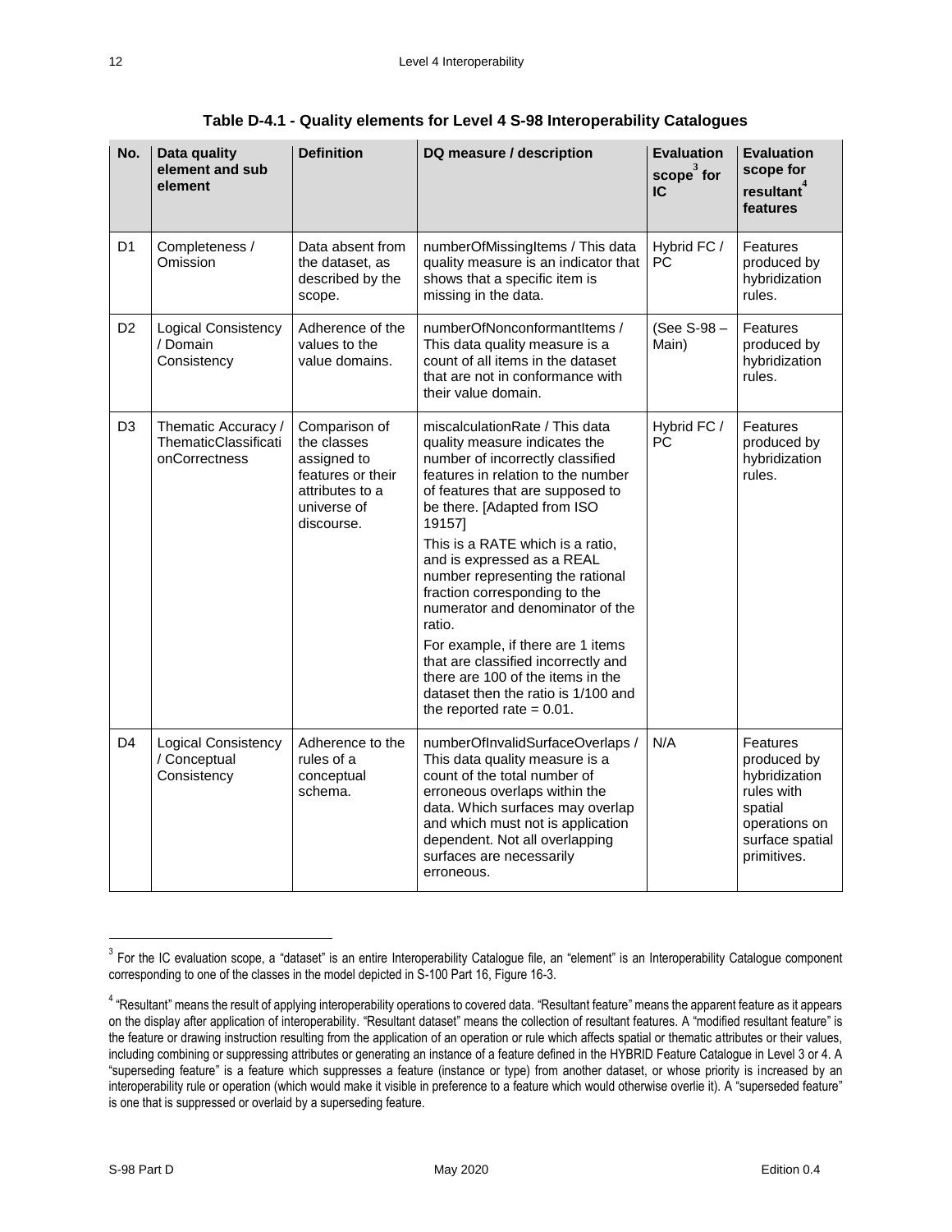**Table D-4.1 - Quality elements for Level 4 S-98 Interoperability Catalogues**

| No. | Data quality element and sub element | Definition | DQ measure / description | Evaluation scope[3] for IC | Evaluation scope for resultant[4] features |
|---|---|---|---|---|---|
| D1 | Completeness / Omission | Data absent from the dataset, as described by the scope. | numberOfMissingItems / This data quality measure is an indicator that shows that a specific item is missing in the data. | Hybrid FC / PC | Features produced by hybridization rules. |
| D2 | Logical Consistency / Domain Consistency | Adherence of the values to the value domains. | numberOfNonconformantItems / This data quality measure is a count of all items in the dataset that are not in conformance with their value domain. | (See S-98 – Main) | Features produced by hybridization rules. |
| D3 | Thematic Accuracy / ThematicClassificationCorrectness | Comparison of the classes assigned to features or their attributes to a universe of discourse. | miscalculationRate / This data quality measure indicates the number of incorrectly classified features in relation to the number of features that are supposed to be there. [Adapted from ISO 19157]<br><br>This is a RATE which is a ratio, and is expressed as a REAL number representing the rational fraction corresponding to the numerator and denominator of the ratio.<br><br>For example, if there are 1 items that are classified incorrectly and there are 100 of the items in the dataset then the ratio is 1/100 and the reported rate = 0.01. | Hybrid FC / PC | Features produced by hybridization rules. |
| D4 | Logical Consistency / Conceptual Consistency | Adherence to the rules of a conceptual schema. | numberOfInvalidSurfaceOverlaps / This data quality measure is a count of the total number of erroneous overlaps within the data. Which surfaces may overlap and which must not is application dependent. Not all overlapping surfaces are necessarily erroneous. | N/A | Features produced by hybridization rules with spatial operations on surface spatial primitives. |

[3] For the IC evaluation scope, a "dataset" is an entire Interoperability Catalogue file, an "element" is an Interoperability Catalogue component corresponding to one of the classes in the model depicted in S-100 Part 16, Figure 16-3.

[4] "Resultant" means the result of applying interoperability operations to covered data. "Resultant feature" means the apparent feature as it appears on the display after application of interoperability. "Resultant dataset" means the collection of resultant features. A "modified resultant feature" is the feature or drawing instruction resulting from the application of an operation or rule which affects spatial or thematic attributes or their values, including combining or suppressing attributes or generating an instance of a feature defined in the HYBRID Feature Catalogue in Level 3 or 4. A "superseding feature" is a feature which suppresses a feature (instance or type) from another dataset, or whose priority is increased by an interoperability rule or operation (which would make it visible in preference to a feature which would otherwise overlie it). A "superseded feature" is one that is suppressed or overlaid by a superseding feature.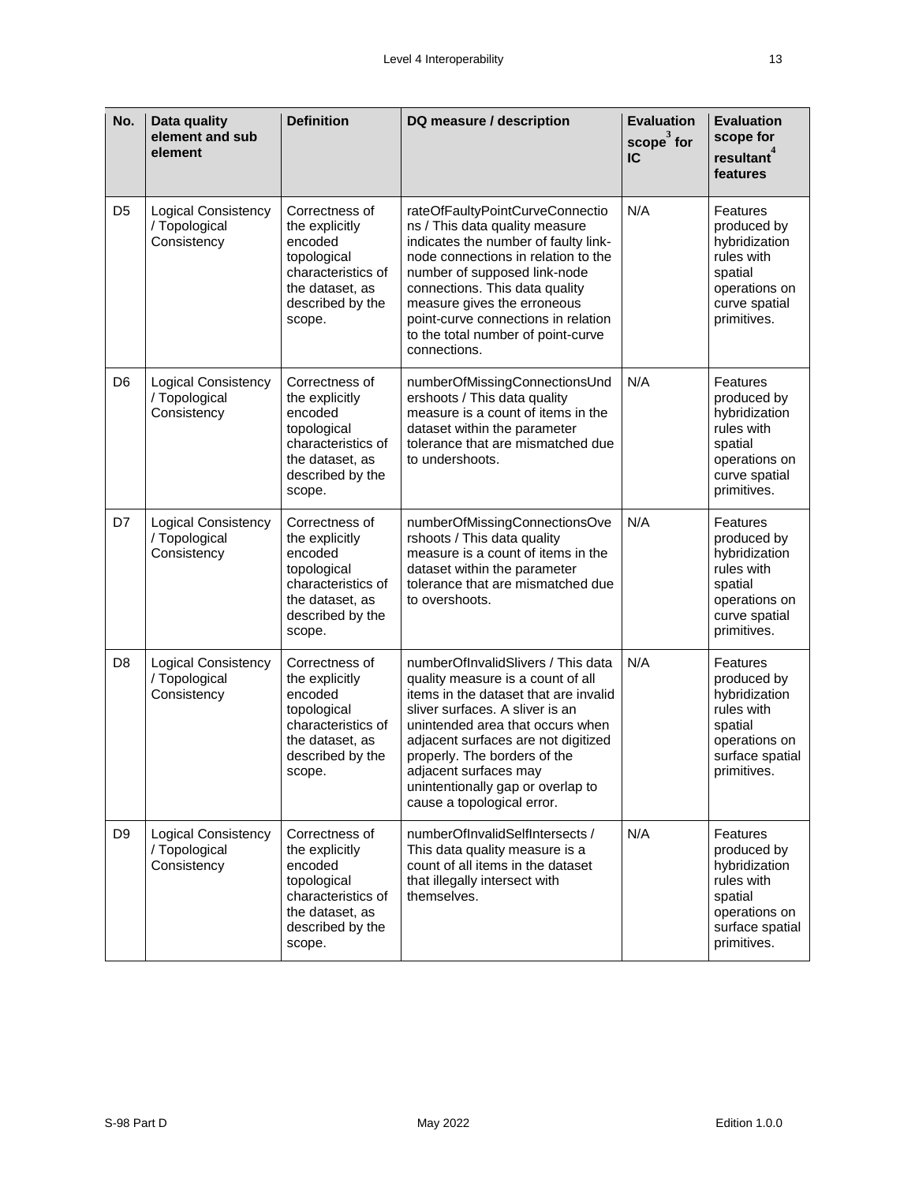| No. | Data quality element and sub element | Definition | DQ measure / description | Evaluation scope[3] for IC | Evaluation scope for resultant[4] features |
|---|---|---|---|---|---|
| D5 | Logical Consistency / Topological Consistency | Correctness of the explicitly encoded topological characteristics of the dataset, as described by the scope. | rateOfFaultyPointCurveConnections / This data quality measure indicates the number of faulty link-node connections in relation to the number of supposed link-node connections. This data quality measure gives the erroneous point-curve connections in relation to the total number of point-curve connections. | N/A | Features produced by hybridization rules with spatial operations on curve spatial primitives. |
| D6 | Logical Consistency / Topological Consistency | Correctness of the explicitly encoded topological characteristics of the dataset, as described by the scope. | numberOfMissingConnectionsUndershoots / This data quality measure is a count of items in the dataset within the parameter tolerance that are mismatched due to undershoots. | N/A | Features produced by hybridization rules with spatial operations on curve spatial primitives. |
| D7 | Logical Consistency / Topological Consistency | Correctness of the explicitly encoded topological characteristics of the dataset, as described by the scope. | numberOfMissingConnectionsOvershoots / This data quality measure is a count of items in the dataset within the parameter tolerance that are mismatched due to overshoots. | N/A | Features produced by hybridization rules with spatial operations on curve spatial primitives. |
| D8 | Logical Consistency / Topological Consistency | Correctness of the explicitly encoded topological characteristics of the dataset, as described by the scope. | numberOfInvalidSlivers / This data quality measure is a count of all items in the dataset that are invalid sliver surfaces. A sliver is an unintended area that occurs when adjacent surfaces are not digitized properly. The borders of the adjacent surfaces may unintentionally gap or overlap to cause a topological error. | N/A | Features produced by hybridization rules with spatial operations on surface spatial primitives. |
| D9 | Logical Consistency / Topological Consistency | Correctness of the explicitly encoded topological characteristics of the dataset, as described by the scope. | numberOfInvalidSelfIntersects / This data quality measure is a count of all items in the dataset that illegally intersect with themselves. | N/A | Features produced by hybridization rules with spatial operations on surface spatial primitives. |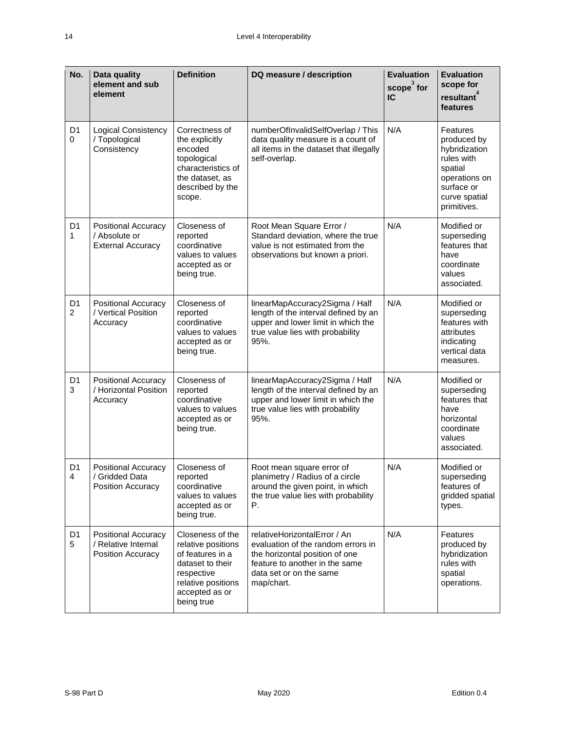| No. | Data quality element and sub element | Definition | DQ measure / description | Evaluation scope[3] for IC | Evaluation scope for resultant[4] features |
|---|---|---|---|---|---|
| D10 | Logical Consistency / Topological Consistency | Correctness of the explicitly encoded topological characteristics of the dataset, as described by the scope. | numberOfInvalidSelfOverlap / This data quality measure is a count of all items in the dataset that illegally self-overlap. | N/A | Features produced by hybridization rules with spatial operations on surface or curve spatial primitives. |
| D11 | Positional Accuracy / Absolute or External Accuracy | Closeness of reported coordinative values to values accepted as or being true. | Root Mean Square Error / Standard deviation, where the true value is not estimated from the observations but known a priori. | N/A | Modified or superseding features that have coordinate values associated. |
| D12 | Positional Accuracy / Vertical Position Accuracy | Closeness of reported coordinative values to values accepted as or being true. | linearMapAccuracy2Sigma / Half length of the interval defined by an upper and lower limit in which the true value lies with probability 95%. | N/A | Modified or superseding features with attributes indicating vertical data measures. |
| D13 | Positional Accuracy / Horizontal Position Accuracy | Closeness of reported coordinative values to values accepted as or being true. | linearMapAccuracy2Sigma / Half length of the interval defined by an upper and lower limit in which the true value lies with probability 95%. | N/A | Modified or superseding features that have horizontal coordinate values associated. |
| D14 | Positional Accuracy / Gridded Data Position Accuracy | Closeness of reported coordinative values to values accepted as or being true. | Root mean square error of planimetry / Radius of a circle around the given point, in which the true value lies with probability P. | N/A | Modified or superseding features of gridded spatial types. |
| D15 | Positional Accuracy / Relative Internal Position Accuracy | Closeness of the relative positions of features in a dataset to their respective relative positions accepted as or being true | relativeHorizontalError / An evaluation of the random errors in the horizontal position of one feature to another in the same data set or on the same map/chart. | N/A | Features produced by hybridization rules with spatial operations. |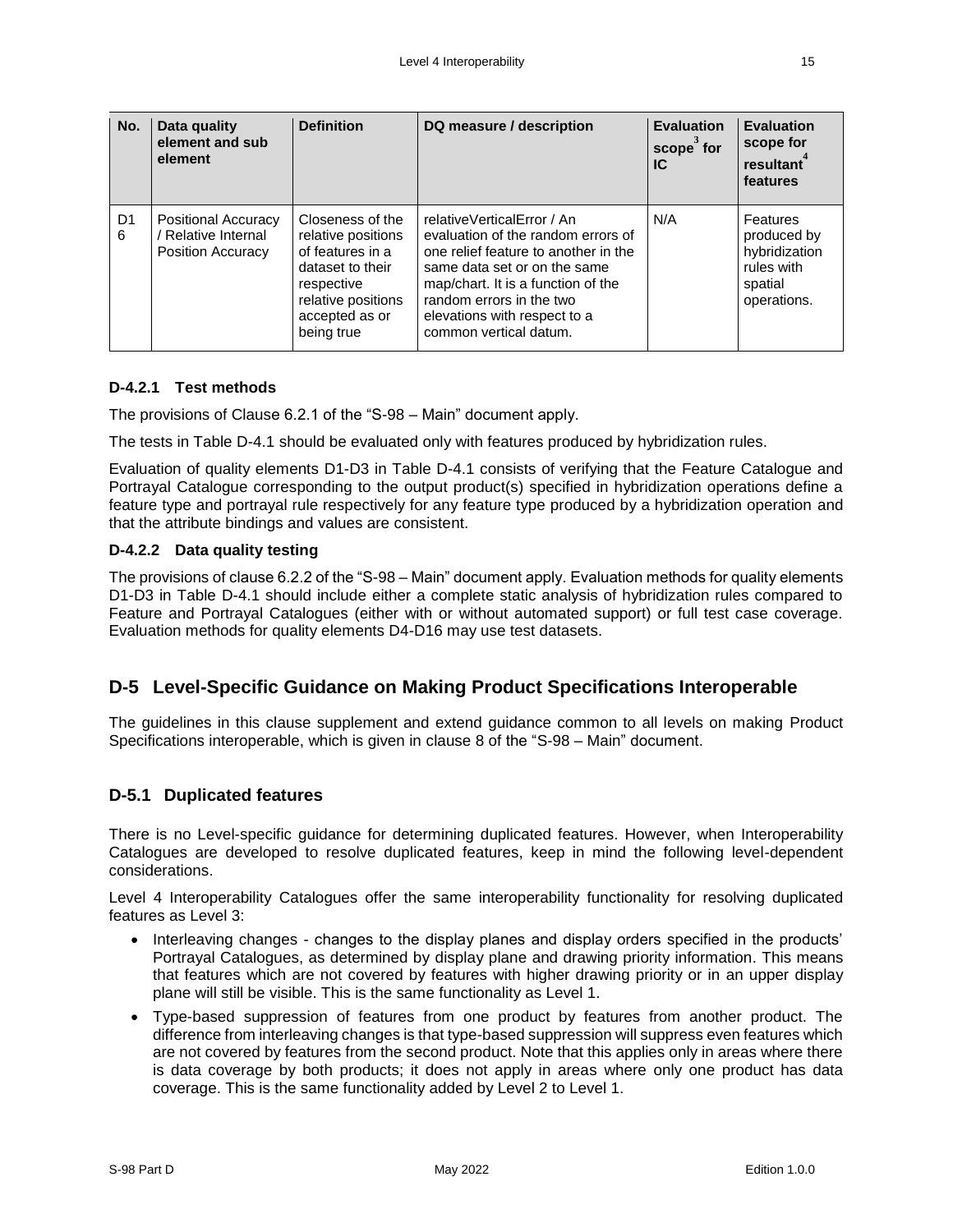| No. | Data quality element and sub element | Definition | DQ measure / description | Evaluation scope[3] for IC | Evaluation scope for resultant[4] features |
|---|---|---|---|---|---|
| D16 | Positional Accuracy / Relative Internal Position Accuracy | Closeness of the relative positions of features in a dataset to their respective relative positions accepted as or being true | relativeVerticalError / An evaluation of the random errors of one relief feature to another in the same data set or on the same map/chart. It is a function of the random errors in the two elevations with respect to a common vertical datum. | N/A | Features produced by hybridization rules with spatial operations. |

### D-4.2.1 Test methods

The provisions of Clause 6.2.1 of the "S-98 – Main" document apply.

The tests in Table D-4.1 should be evaluated only with features produced by hybridization rules.

Evaluation of quality elements D1-D3 in Table D-4.1 consists of verifying that the Feature Catalogue and Portrayal Catalogue corresponding to the output product(s) specified in hybridization operations define a feature type and portrayal rule respectively for any feature type produced by a hybridization operation and that the attribute bindings and values are consistent.

### D-4.2.2 Data quality testing

The provisions of clause 6.2.2 of the "S-98 – Main" document apply. Evaluation methods for quality elements D1-D3 in Table D-4.1 should include either a complete static analysis of hybridization rules compared to Feature and Portrayal Catalogues (either with or without automated support) or full test case coverage. Evaluation methods for quality elements D4-D16 may use test datasets.

## D-5 Level-Specific Guidance on Making Product Specifications Interoperable

The guidelines in this clause supplement and extend guidance common to all levels on making Product Specifications interoperable, which is given in clause 8 of the "S-98 – Main" document.

### D-5.1 Duplicated features

There is no Level-specific guidance for determining duplicated features. However, when Interoperability Catalogues are developed to resolve duplicated features, keep in mind the following level-dependent considerations.

Level 4 Interoperability Catalogues offer the same interoperability functionality for resolving duplicated features as Level 3:

- Interleaving changes - changes to the display planes and display orders specified in the products' Portrayal Catalogues, as determined by display plane and drawing priority information. This means that features which are not covered by features with higher drawing priority or in an upper display plane will still be visible. This is the same functionality as Level 1.
- Type-based suppression of features from one product by features from another product. The difference from interleaving changes is that type-based suppression will suppress even features which are not covered by features from the second product. Note that this applies only in areas where there is data coverage by both products; it does not apply in areas where only one product has data coverage. This is the same functionality added by Level 2 to Level 1.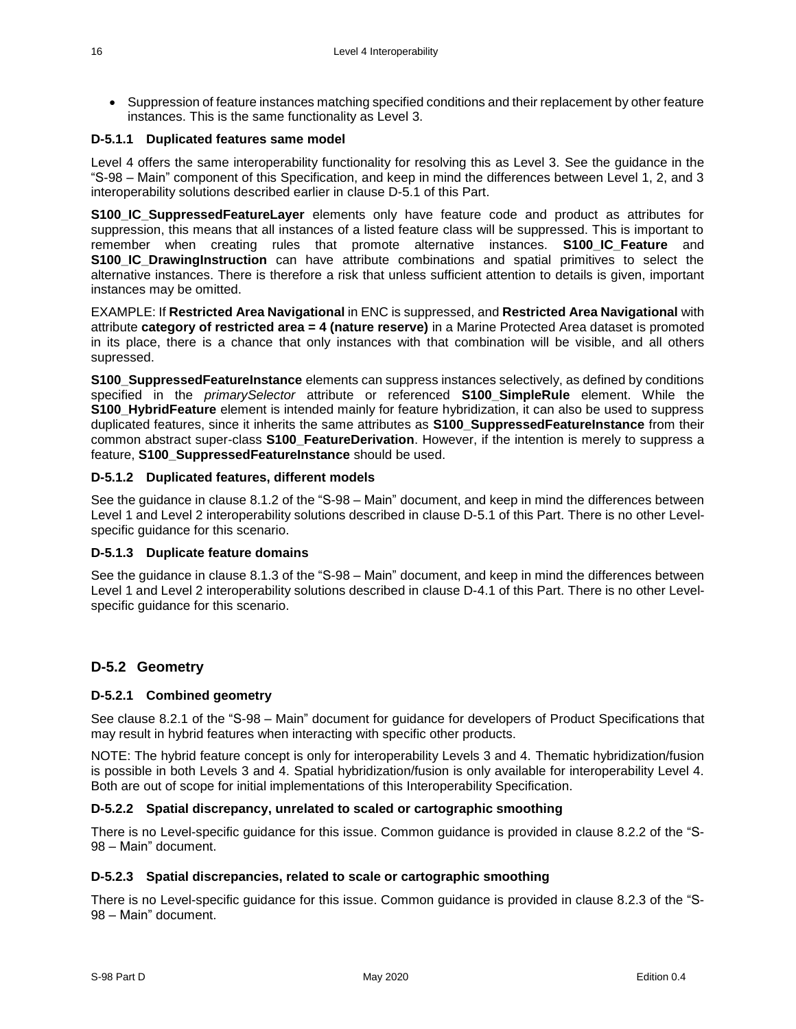- Suppression of feature instances matching specified conditions and their replacement by other feature instances. This is the same functionality as Level 3.

#### D-5.1.1 Duplicated features same model

Level 4 offers the same interoperability functionality for resolving this as Level 3. See the guidance in the "S-98 – Main" component of this Specification, and keep in mind the differences between Level 1, 2, and 3 interoperability solutions described earlier in clause D-5.1 of this Part.

**S100_IC_SuppressedFeatureLayer** elements only have feature code and product as attributes for suppression, this means that all instances of a listed feature class will be suppressed. This is important to remember when creating rules that promote alternative instances. **S100_IC_Feature** and **S100_IC_DrawingInstruction** can have attribute combinations and spatial primitives to select the alternative instances. There is therefore a risk that unless sufficient attention to details is given, important instances may be omitted.

EXAMPLE: If **Restricted Area Navigational** in ENC is suppressed, and **Restricted Area Navigational** with attribute **category of restricted area = 4 (nature reserve)** in a Marine Protected Area dataset is promoted in its place, there is a chance that only instances with that combination will be visible, and all others supressed.

**S100_SuppressedFeatureInstance** elements can suppress instances selectively, as defined by conditions specified in the *primarySelector* attribute or referenced **S100_SimpleRule** element. While the **S100_HybridFeature** element is intended mainly for feature hybridization, it can also be used to suppress duplicated features, since it inherits the same attributes as **S100_SuppressedFeatureInstance** from their common abstract super-class **S100_FeatureDerivation**. However, if the intention is merely to suppress a feature, **S100_SuppressedFeatureInstance** should be used.

#### D-5.1.2 Duplicated features, different models

See the guidance in clause 8.1.2 of the "S-98 – Main" document, and keep in mind the differences between Level 1 and Level 2 interoperability solutions described in clause D-5.1 of this Part. There is no other Level-specific guidance for this scenario.

#### D-5.1.3 Duplicate feature domains

See the guidance in clause 8.1.3 of the "S-98 – Main" document, and keep in mind the differences between Level 1 and Level 2 interoperability solutions described in clause D-4.1 of this Part. There is no other Level-specific guidance for this scenario.

### D-5.2 Geometry

#### D-5.2.1 Combined geometry

See clause 8.2.1 of the "S-98 – Main" document for guidance for developers of Product Specifications that may result in hybrid features when interacting with specific other products.

NOTE: The hybrid feature concept is only for interoperability Levels 3 and 4. Thematic hybridization/fusion is possible in both Levels 3 and 4. Spatial hybridization/fusion is only available for interoperability Level 4. Both are out of scope for initial implementations of this Interoperability Specification.

#### D-5.2.2 Spatial discrepancy, unrelated to scaled or cartographic smoothing

There is no Level-specific guidance for this issue. Common guidance is provided in clause 8.2.2 of the "S-98 – Main" document.

#### D-5.2.3 Spatial discrepancies, related to scale or cartographic smoothing

There is no Level-specific guidance for this issue. Common guidance is provided in clause 8.2.3 of the "S-98 – Main" document.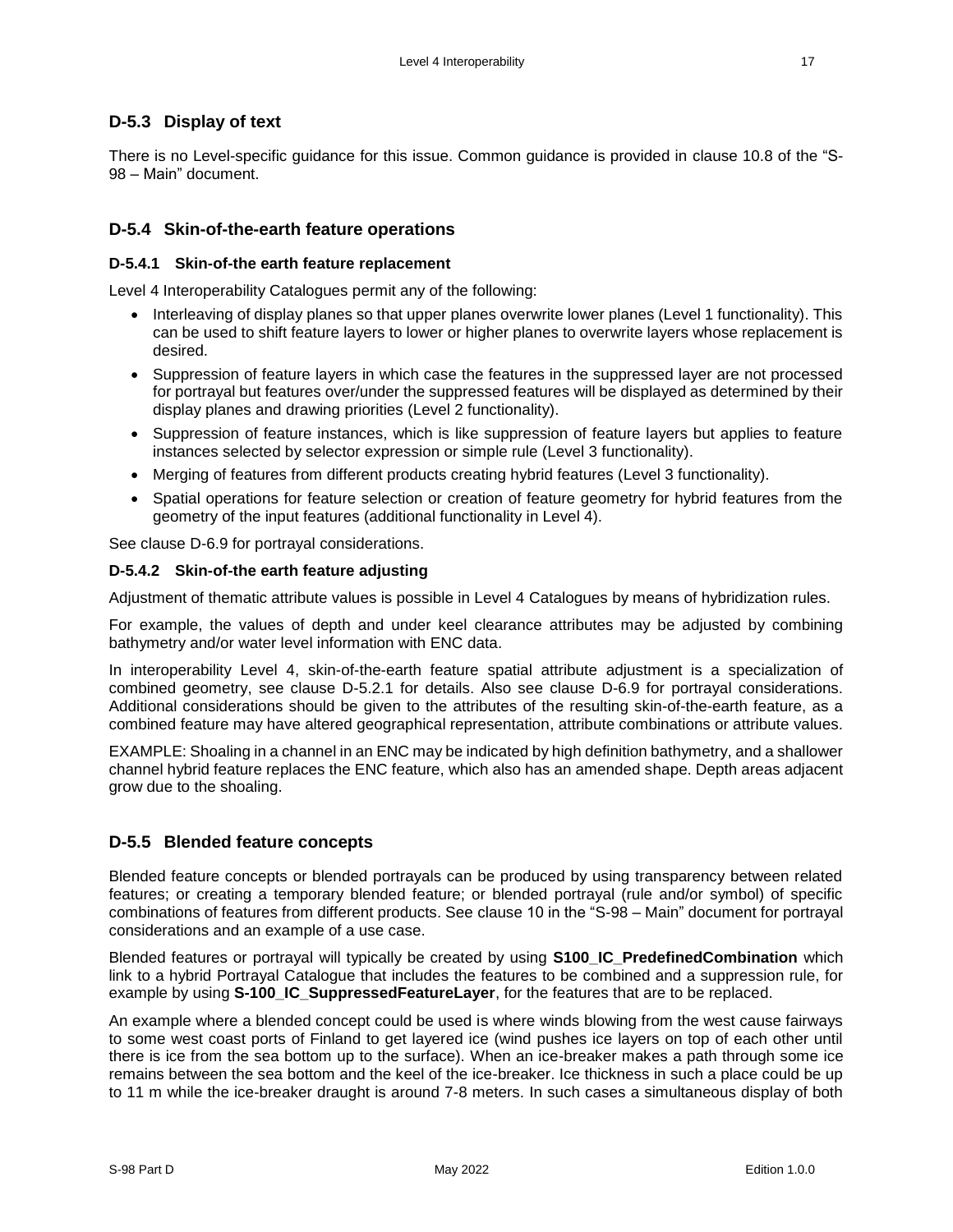## D-5.3 Display of text

There is no Level-specific guidance for this issue. Common guidance is provided in clause 10.8 of the "S-98 – Main" document.

## D-5.4 Skin-of-the-earth feature operations

### D-5.4.1 Skin-of-the earth feature replacement

Level 4 Interoperability Catalogues permit any of the following:

- Interleaving of display planes so that upper planes overwrite lower planes (Level 1 functionality). This can be used to shift feature layers to lower or higher planes to overwrite layers whose replacement is desired.
- Suppression of feature layers in which case the features in the suppressed layer are not processed for portrayal but features over/under the suppressed features will be displayed as determined by their display planes and drawing priorities (Level 2 functionality).
- Suppression of feature instances, which is like suppression of feature layers but applies to feature instances selected by selector expression or simple rule (Level 3 functionality).
- Merging of features from different products creating hybrid features (Level 3 functionality).
- Spatial operations for feature selection or creation of feature geometry for hybrid features from the geometry of the input features (additional functionality in Level 4).

See clause D-6.9 for portrayal considerations.

### D-5.4.2 Skin-of-the earth feature adjusting

Adjustment of thematic attribute values is possible in Level 4 Catalogues by means of hybridization rules.

For example, the values of depth and under keel clearance attributes may be adjusted by combining bathymetry and/or water level information with ENC data.

In interoperability Level 4, skin-of-the-earth feature spatial attribute adjustment is a specialization of combined geometry, see clause D-5.2.1 for details. Also see clause D-6.9 for portrayal considerations. Additional considerations should be given to the attributes of the resulting skin-of-the-earth feature, as a combined feature may have altered geographical representation, attribute combinations or attribute values.

EXAMPLE: Shoaling in a channel in an ENC may be indicated by high definition bathymetry, and a shallower channel hybrid feature replaces the ENC feature, which also has an amended shape. Depth areas adjacent grow due to the shoaling.

## D-5.5 Blended feature concepts

Blended feature concepts or blended portrayals can be produced by using transparency between related features; or creating a temporary blended feature; or blended portrayal (rule and/or symbol) of specific combinations of features from different products. See clause 10 in the "S-98 – Main" document for portrayal considerations and an example of a use case.

Blended features or portrayal will typically be created by using **S100_IC_PredefinedCombination** which link to a hybrid Portrayal Catalogue that includes the features to be combined and a suppression rule, for example by using **S-100_IC_SuppressedFeatureLayer**, for the features that are to be replaced.

An example where a blended concept could be used is where winds blowing from the west cause fairways to some west coast ports of Finland to get layered ice (wind pushes ice layers on top of each other until there is ice from the sea bottom up to the surface). When an ice-breaker makes a path through some ice remains between the sea bottom and the keel of the ice-breaker. Ice thickness in such a place could be up to 11 m while the ice-breaker draught is around 7-8 meters. In such cases a simultaneous display of both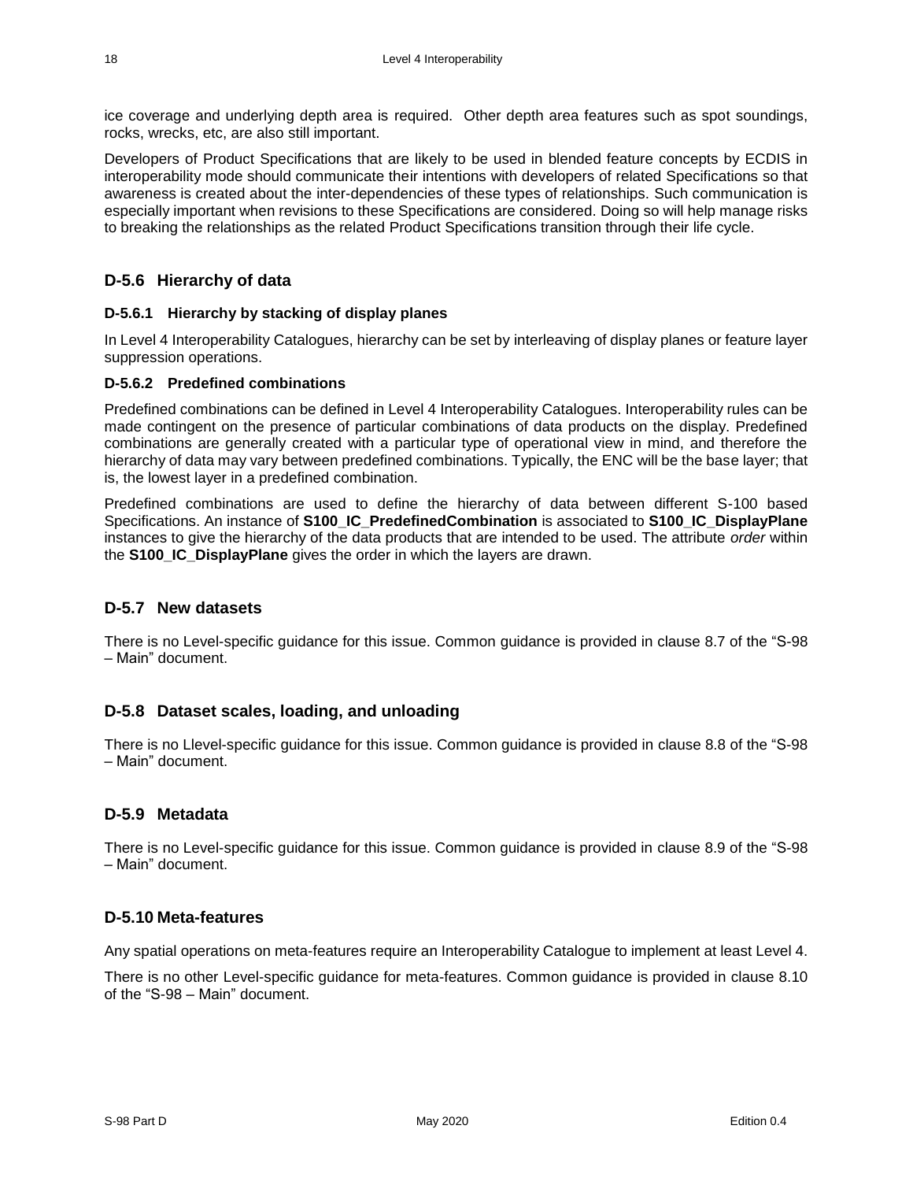ice coverage and underlying depth area is required. Other depth area features such as spot soundings, rocks, wrecks, etc, are also still important.

Developers of Product Specifications that are likely to be used in blended feature concepts by ECDIS in interoperability mode should communicate their intentions with developers of related Specifications so that awareness is created about the inter-dependencies of these types of relationships. Such communication is especially important when revisions to these Specifications are considered. Doing so will help manage risks to breaking the relationships as the related Product Specifications transition through their life cycle.

## D-5.6 Hierarchy of data

### D-5.6.1 Hierarchy by stacking of display planes

In Level 4 Interoperability Catalogues, hierarchy can be set by interleaving of display planes or feature layer suppression operations.

### D-5.6.2 Predefined combinations

Predefined combinations can be defined in Level 4 Interoperability Catalogues. Interoperability rules can be made contingent on the presence of particular combinations of data products on the display. Predefined combinations are generally created with a particular type of operational view in mind, and therefore the hierarchy of data may vary between predefined combinations. Typically, the ENC will be the base layer; that is, the lowest layer in a predefined combination.

Predefined combinations are used to define the hierarchy of data between different S-100 based Specifications. An instance of **S100_IC_PredefinedCombination** is associated to **S100_IC_DisplayPlane** instances to give the hierarchy of the data products that are intended to be used. The attribute *order* within the **S100_IC_DisplayPlane** gives the order in which the layers are drawn.

## D-5.7 New datasets

There is no Level-specific guidance for this issue. Common guidance is provided in clause 8.7 of the "S-98 – Main" document.

## D-5.8 Dataset scales, loading, and unloading

There is no Llevel-specific guidance for this issue. Common guidance is provided in clause 8.8 of the "S-98 – Main" document.

## D-5.9 Metadata

There is no Level-specific guidance for this issue. Common guidance is provided in clause 8.9 of the "S-98 – Main" document.

## D-5.10 Meta-features

Any spatial operations on meta-features require an Interoperability Catalogue to implement at least Level 4.

There is no other Level-specific guidance for meta-features. Common guidance is provided in clause 8.10 of the "S-98 – Main" document.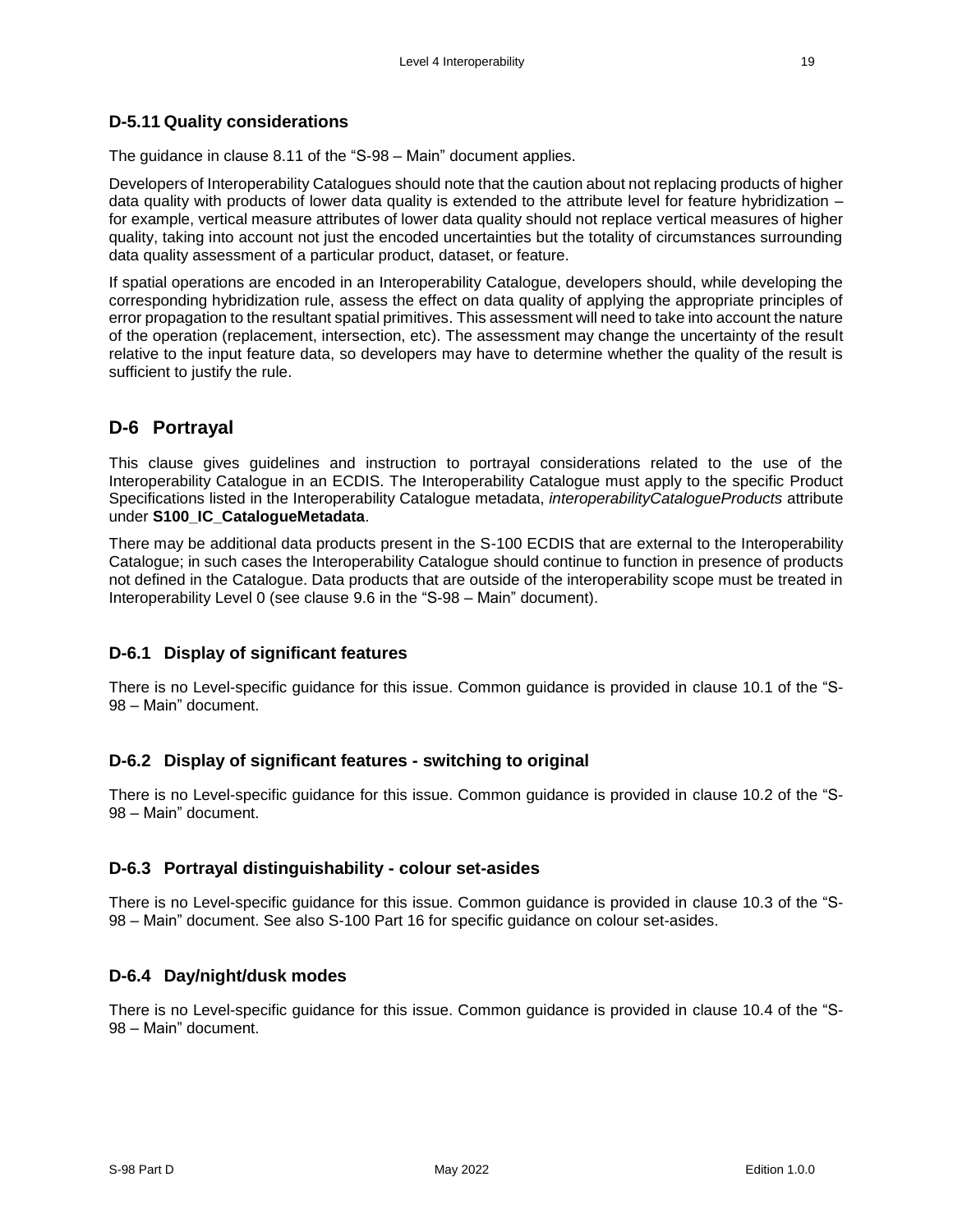### D-5.11 Quality considerations

The guidance in clause 8.11 of the "S-98 – Main" document applies.

Developers of Interoperability Catalogues should note that the caution about not replacing products of higher data quality with products of lower data quality is extended to the attribute level for feature hybridization – for example, vertical measure attributes of lower data quality should not replace vertical measures of higher quality, taking into account not just the encoded uncertainties but the totality of circumstances surrounding data quality assessment of a particular product, dataset, or feature.

If spatial operations are encoded in an Interoperability Catalogue, developers should, while developing the corresponding hybridization rule, assess the effect on data quality of applying the appropriate principles of error propagation to the resultant spatial primitives. This assessment will need to take into account the nature of the operation (replacement, intersection, etc). The assessment may change the uncertainty of the result relative to the input feature data, so developers may have to determine whether the quality of the result is sufficient to justify the rule.

## D-6 Portrayal

This clause gives guidelines and instruction to portrayal considerations related to the use of the Interoperability Catalogue in an ECDIS. The Interoperability Catalogue must apply to the specific Product Specifications listed in the Interoperability Catalogue metadata, *interoperabilityCatalogueProducts* attribute under **S100_IC_CatalogueMetadata**.

There may be additional data products present in the S-100 ECDIS that are external to the Interoperability Catalogue; in such cases the Interoperability Catalogue should continue to function in presence of products not defined in the Catalogue. Data products that are outside of the interoperability scope must be treated in Interoperability Level 0 (see clause 9.6 in the "S-98 – Main" document).

### D-6.1 Display of significant features

There is no Level-specific guidance for this issue. Common guidance is provided in clause 10.1 of the "S-98 – Main" document.

### D-6.2 Display of significant features - switching to original

There is no Level-specific guidance for this issue. Common guidance is provided in clause 10.2 of the "S-98 – Main" document.

### D-6.3 Portrayal distinguishability - colour set-asides

There is no Level-specific guidance for this issue. Common guidance is provided in clause 10.3 of the "S-98 – Main" document. See also S-100 Part 16 for specific guidance on colour set-asides.

### D-6.4 Day/night/dusk modes

There is no Level-specific guidance for this issue. Common guidance is provided in clause 10.4 of the "S-98 – Main" document.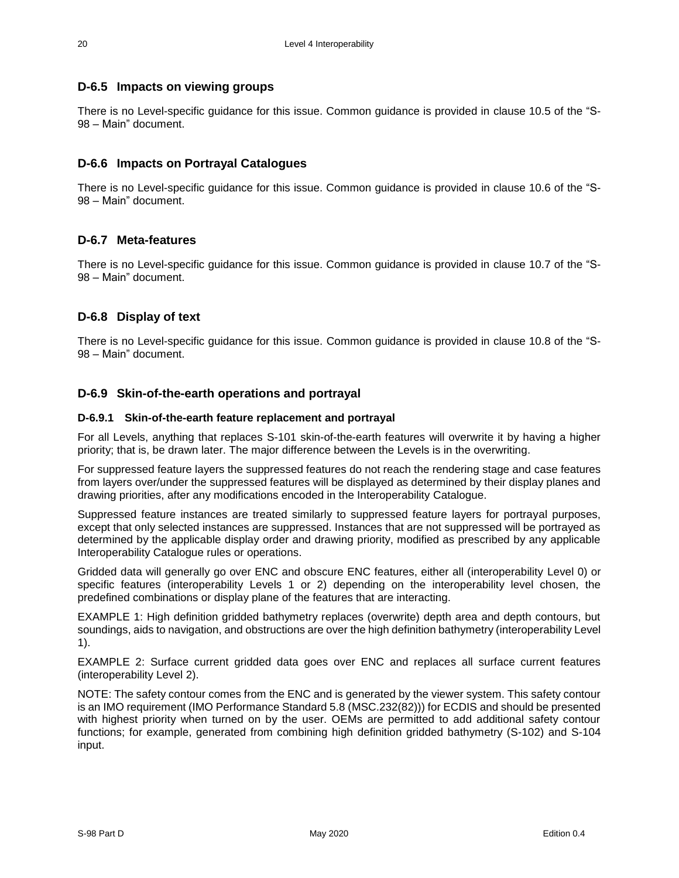## D-6.5 Impacts on viewing groups

There is no Level-specific guidance for this issue. Common guidance is provided in clause 10.5 of the "S-98 – Main" document.

## D-6.6 Impacts on Portrayal Catalogues

There is no Level-specific guidance for this issue. Common guidance is provided in clause 10.6 of the "S-98 – Main" document.

## D-6.7 Meta-features

There is no Level-specific guidance for this issue. Common guidance is provided in clause 10.7 of the "S-98 – Main" document.

## D-6.8 Display of text

There is no Level-specific guidance for this issue. Common guidance is provided in clause 10.8 of the "S-98 – Main" document.

## D-6.9 Skin-of-the-earth operations and portrayal

### D-6.9.1 Skin-of-the-earth feature replacement and portrayal

For all Levels, anything that replaces S-101 skin-of-the-earth features will overwrite it by having a higher priority; that is, be drawn later. The major difference between the Levels is in the overwriting.

For suppressed feature layers the suppressed features do not reach the rendering stage and case features from layers over/under the suppressed features will be displayed as determined by their display planes and drawing priorities, after any modifications encoded in the Interoperability Catalogue.

Suppressed feature instances are treated similarly to suppressed feature layers for portrayal purposes, except that only selected instances are suppressed. Instances that are not suppressed will be portrayed as determined by the applicable display order and drawing priority, modified as prescribed by any applicable Interoperability Catalogue rules or operations.

Gridded data will generally go over ENC and obscure ENC features, either all (interoperability Level 0) or specific features (interoperability Levels 1 or 2) depending on the interoperability level chosen, the predefined combinations or display plane of the features that are interacting.

EXAMPLE 1: High definition gridded bathymetry replaces (overwrite) depth area and depth contours, but soundings, aids to navigation, and obstructions are over the high definition bathymetry (interoperability Level 1).

EXAMPLE 2: Surface current gridded data goes over ENC and replaces all surface current features (interoperability Level 2).

NOTE: The safety contour comes from the ENC and is generated by the viewer system. This safety contour is an IMO requirement (IMO Performance Standard 5.8 (MSC.232(82))) for ECDIS and should be presented with highest priority when turned on by the user. OEMs are permitted to add additional safety contour functions; for example, generated from combining high definition gridded bathymetry (S-102) and S-104 input.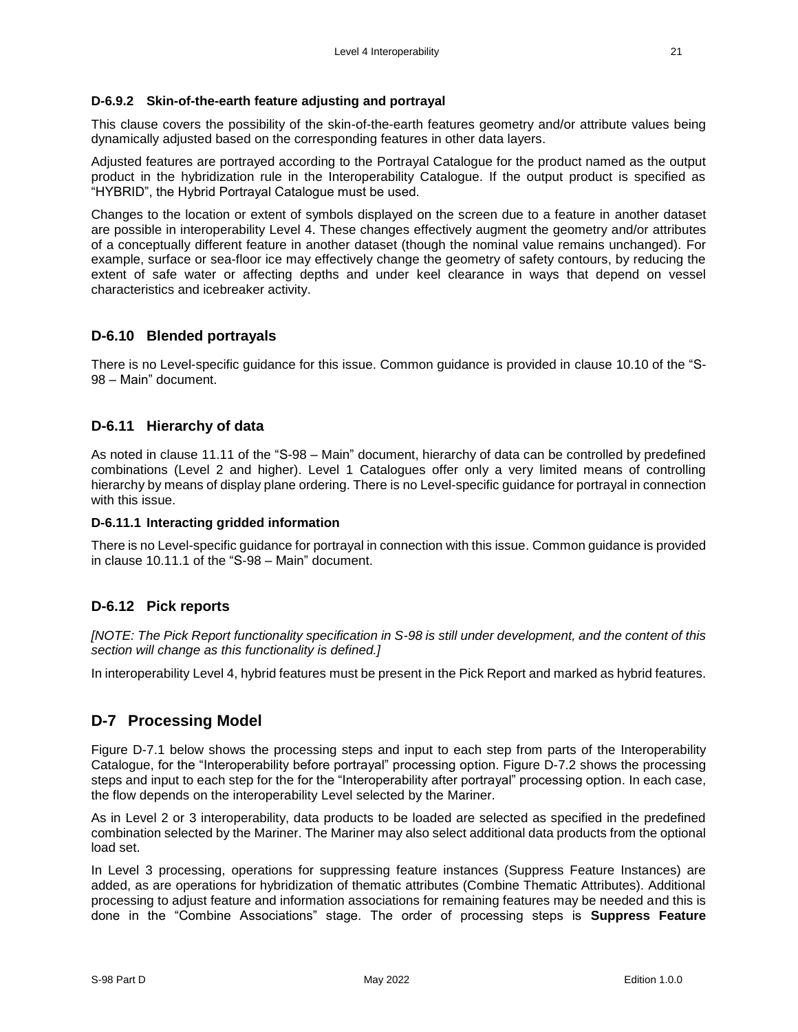#### D-6.9.2 Skin-of-the-earth feature adjusting and portrayal

This clause covers the possibility of the skin-of-the-earth features geometry and/or attribute values being dynamically adjusted based on the corresponding features in other data layers.

Adjusted features are portrayed according to the Portrayal Catalogue for the product named as the output product in the hybridization rule in the Interoperability Catalogue. If the output product is specified as "HYBRID", the Hybrid Portrayal Catalogue must be used.

Changes to the location or extent of symbols displayed on the screen due to a feature in another dataset are possible in interoperability Level 4. These changes effectively augment the geometry and/or attributes of a conceptually different feature in another dataset (though the nominal value remains unchanged). For example, surface or sea-floor ice may effectively change the geometry of safety contours, by reducing the extent of safe water or affecting depths and under keel clearance in ways that depend on vessel characteristics and icebreaker activity.

### D-6.10 Blended portrayals

There is no Level-specific guidance for this issue. Common guidance is provided in clause 10.10 of the "S-98 – Main" document.

### D-6.11 Hierarchy of data

As noted in clause 11.11 of the "S-98 – Main" document, hierarchy of data can be controlled by predefined combinations (Level 2 and higher). Level 1 Catalogues offer only a very limited means of controlling hierarchy by means of display plane ordering. There is no Level-specific guidance for portrayal in connection with this issue.

#### D-6.11.1 Interacting gridded information

There is no Level-specific guidance for portrayal in connection with this issue. Common guidance is provided in clause 10.11.1 of the "S-98 – Main" document.

### D-6.12 Pick reports

*[NOTE: The Pick Report functionality specification in S-98 is still under development, and the content of this section will change as this functionality is defined.]*

In interoperability Level 4, hybrid features must be present in the Pick Report and marked as hybrid features.

## D-7 Processing Model

Figure D-7.1 below shows the processing steps and input to each step from parts of the Interoperability Catalogue, for the "Interoperability before portrayal" processing option. Figure D-7.2 shows the processing steps and input to each step for the for the "Interoperability after portrayal" processing option. In each case, the flow depends on the interoperability Level selected by the Mariner.

As in Level 2 or 3 interoperability, data products to be loaded are selected as specified in the predefined combination selected by the Mariner. The Mariner may also select additional data products from the optional load set.

In Level 3 processing, operations for suppressing feature instances (Suppress Feature Instances) are added, as are operations for hybridization of thematic attributes (Combine Thematic Attributes). Additional processing to adjust feature and information associations for remaining features may be needed and this is done in the "Combine Associations" stage. The order of processing steps is **Suppress Feature**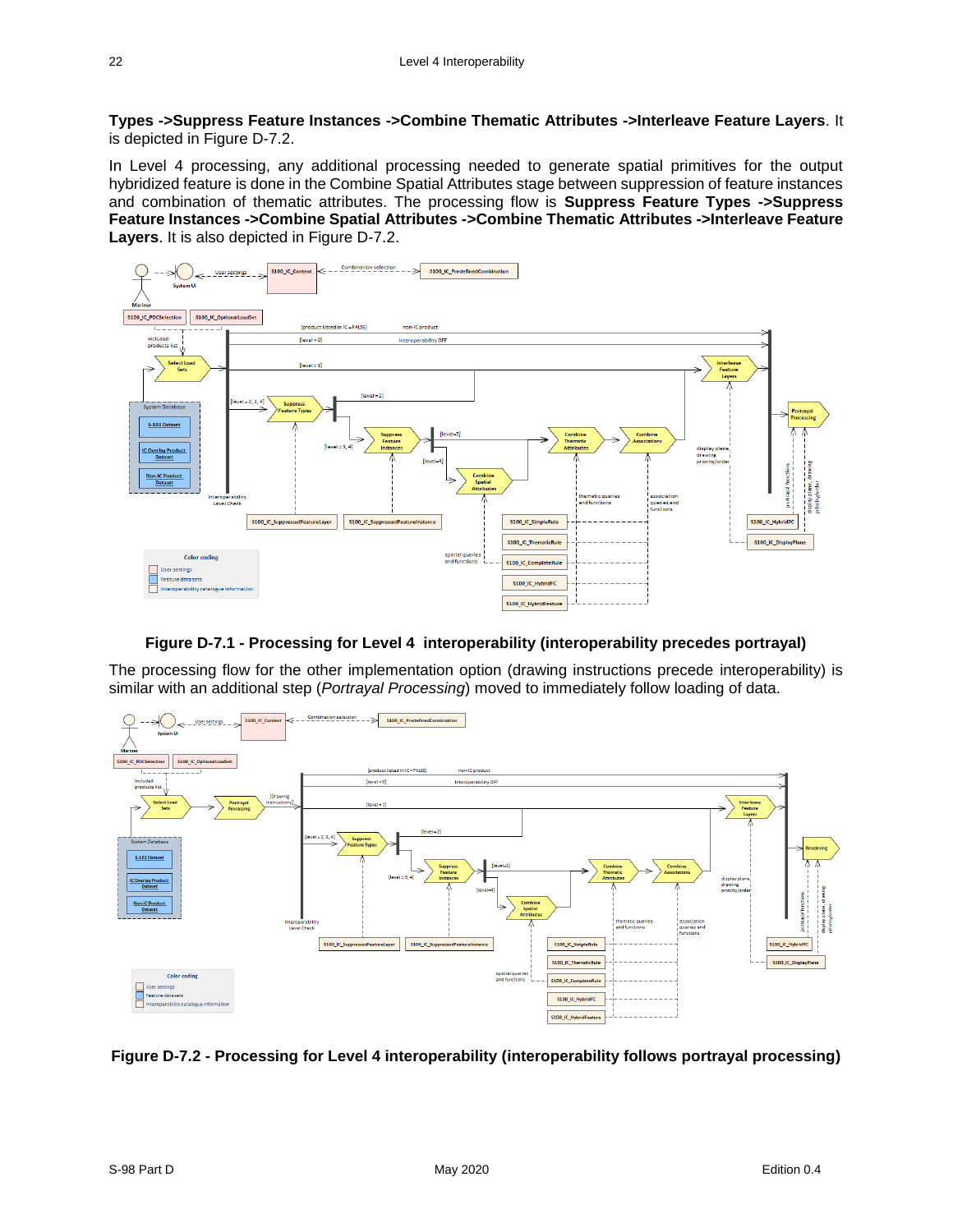**Types ->Suppress Feature Instances ->Combine Thematic Attributes ->Interleave Feature Layers**. It is depicted in Figure D-7.2.

In Level 4 processing, any additional processing needed to generate spatial primitives for the output hybridized feature is done in the Combine Spatial Attributes stage between suppression of feature instances and combination of thematic attributes. The processing flow is **Suppress Feature Types ->Suppress Feature Instances ->Combine Spatial Attributes ->Combine Thematic Attributes ->Interleave Feature Layers**. It is also depicted in Figure D-7.2.

**Figure D-7.1 - Processing for Level 4 interoperability (interoperability precedes portrayal)**

The processing flow for the other implementation option (drawing instructions precede interoperability) is similar with an additional step (*Portrayal Processing*) moved to immediately follow loading of data.

**Figure D-7.2 - Processing for Level 4 interoperability (interoperability follows portrayal processing)**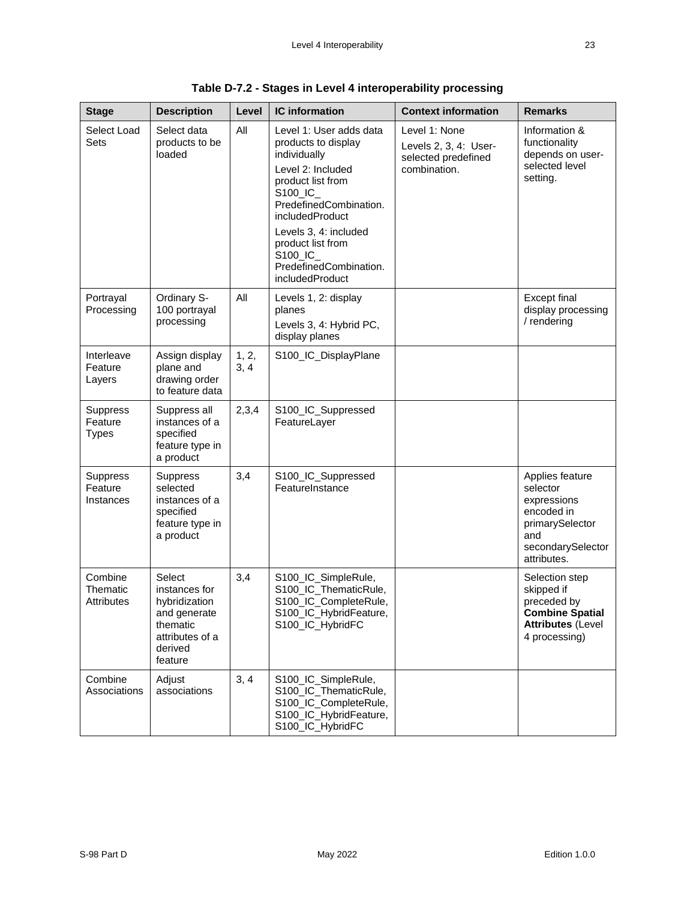**Table D-7.2 - Stages in Level 4 interoperability processing**

| Stage | Description | Level | IC information | Context information | Remarks |
|---|---|---|---|---|---|
| Select Load Sets | Select data products to be loaded | All | Level 1: User adds data products to display individually<br>Level 2: Included product list from S100_IC_ PredefinedCombination. includedProduct<br>Levels 3, 4: included product list from S100_IC_ PredefinedCombination. includedProduct | Level 1: None<br>Levels 2, 3, 4: User-selected predefined combination. | Information & functionality depends on user-selected level setting. |
| Portrayal Processing | Ordinary S-100 portrayal processing | All | Levels 1, 2: display planes<br>Levels 3, 4: Hybrid PC, display planes | | Except final display processing / rendering |
| Interleave Feature Layers | Assign display plane and drawing order to feature data | 1, 2, 3, 4 | S100_IC_DisplayPlane | | |
| Suppress Feature Types | Suppress all instances of a specified feature type in a product | 2,3,4 | S100_IC_Suppressed FeatureLayer | | |
| Suppress Feature Instances | Suppress selected instances of a specified feature type in a product | 3,4 | S100_IC_Suppressed FeatureInstance | | Applies feature selector expressions encoded in primarySelector and secondarySelector attributes. |
| Combine Thematic Attributes | Select instances for hybridization and generate thematic attributes of a derived feature | 3,4 | S100_IC_SimpleRule, S100_IC_ThematicRule, S100_IC_CompleteRule, S100_IC_HybridFeature, S100_IC_HybridFC | | Selection step skipped if preceded by **Combine Spatial Attributes** (Level 4 processing) |
| Combine Associations | Adjust associations | 3, 4 | S100_IC_SimpleRule, S100_IC_ThematicRule, S100_IC_CompleteRule, S100_IC_HybridFeature, S100_IC_HybridFC | | |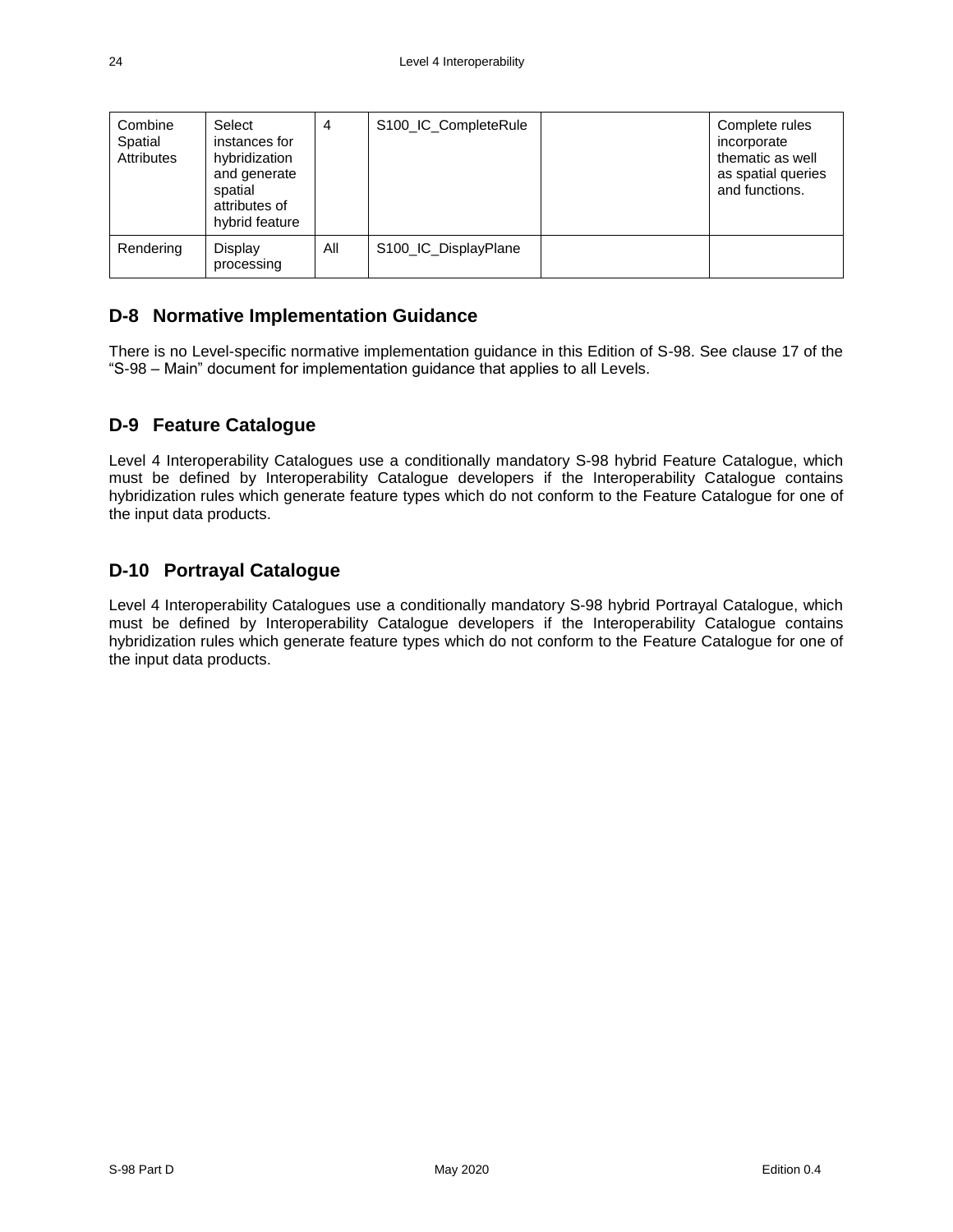| | | | | | |
|---|---|---|---|---|---|
| Combine Spatial Attributes | Select instances for hybridization and generate spatial attributes of hybrid feature | 4 | S100_IC_CompleteRule | | Complete rules incorporate thematic as well as spatial queries and functions. |
| Rendering | Display processing | All | S100_IC_DisplayPlane | | |

## D-8 Normative Implementation Guidance

There is no Level-specific normative implementation guidance in this Edition of S-98. See clause 17 of the "S-98 – Main" document for implementation guidance that applies to all Levels.

## D-9 Feature Catalogue

Level 4 Interoperability Catalogues use a conditionally mandatory S-98 hybrid Feature Catalogue, which must be defined by Interoperability Catalogue developers if the Interoperability Catalogue contains hybridization rules which generate feature types which do not conform to the Feature Catalogue for one of the input data products.

## D-10 Portrayal Catalogue

Level 4 Interoperability Catalogues use a conditionally mandatory S-98 hybrid Portrayal Catalogue, which must be defined by Interoperability Catalogue developers if the Interoperability Catalogue contains hybridization rules which generate feature types which do not conform to the Feature Catalogue for one of the input data products.